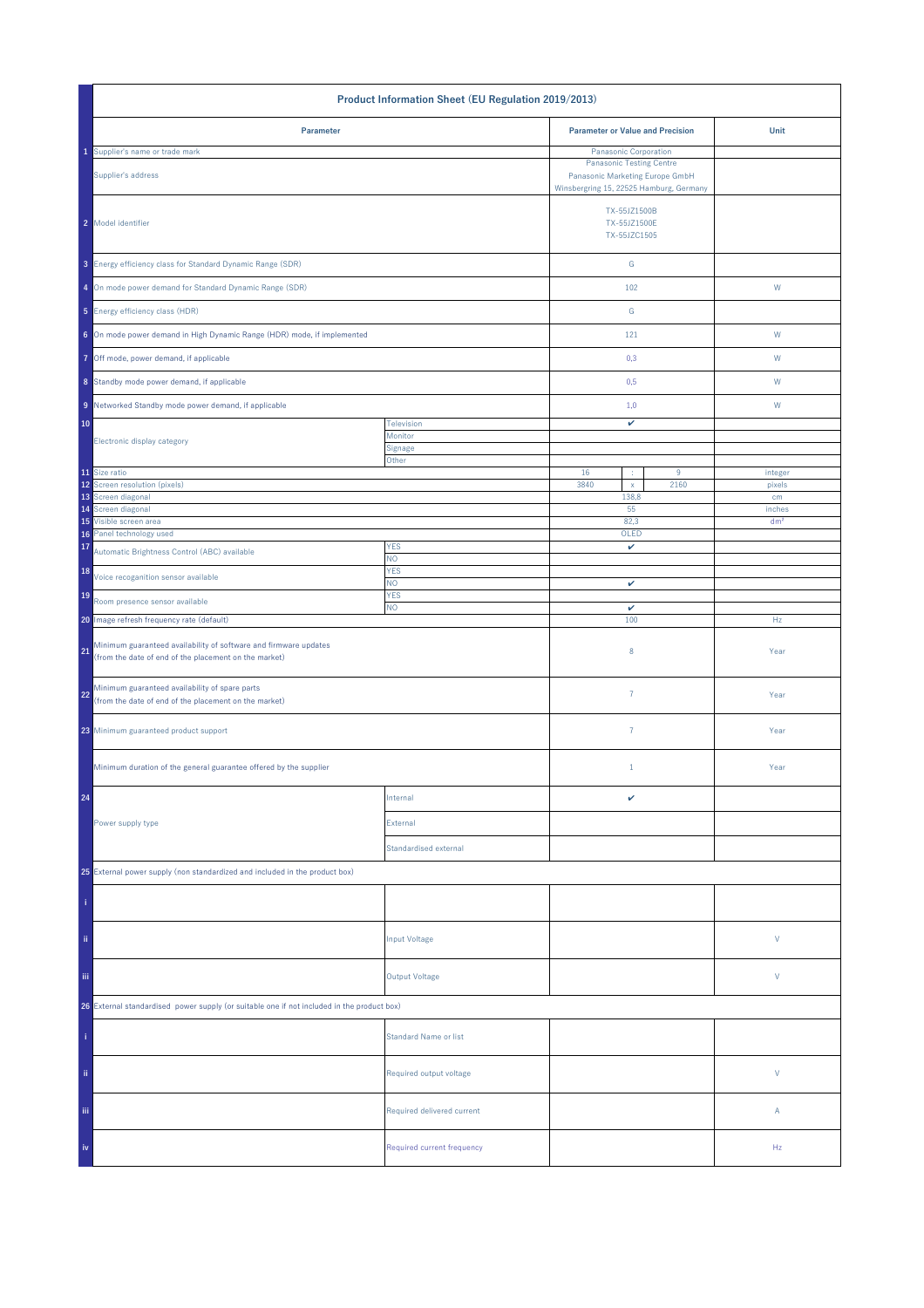| | Product Information Sheet (EU Regulation 2019/2013) | | | | | |
|---|---|---|---|---|---|---|
| | **Parameter** | | **Parameter or Value and Precision** | | | **Unit** |
| 1 | Supplier's name or trade mark | | Panasonic Corporation | | | |
| | Supplier's address | | Panasonic Testing Centre<br>Panasonic Marketing Europe GmbH<br>Winsbergring 15, 22525 Hamburg, Germany | | | |
| 2 | Model identifier | | TX-55JZ1500B<br>TX-55JZ1500E<br>TX-55JZC1505 | | | |
| 3 | Energy efficiency class for Standard Dynamic Range (SDR) | | G | | | |
| 4 | On mode power demand for Standard Dynamic Range (SDR) | | 102 | | | W |
| 5 | Energy efficiency class (HDR) | | G | | | |
| 6 | On mode power demand in High Dynamic Range (HDR) mode, if implemented | | 121 | | | W |
| 7 | Off mode, power demand, if applicable | | 0,3 | | | W |
| 8 | Standby mode power demand, if applicable | | 0,5 | | | W |
| 9 | Networked Standby mode power demand, if applicable | | 1,0 | | | W |
| 10 | Electronic display category | Television | ✔ | | | |
| | | Monitor | | | | |
| | | Signage | | | | |
| | | Other | | | | |
| 11 | Size ratio | | 16 | : | 9 | integer |
| 12 | Screen resolution (pixels) | | 3840 | x | 2160 | pixels |
| 13 | Screen diagonal | | 138,8 | | | cm |
| 14 | Screen diagonal | | 55 | | | inches |
| 15 | Visible screen area | | 82,3 | | | dm² |
| 16 | Panel technology used | | OLED | | | |
| 17 | Automatic Brightness Control (ABC) available | YES | ✔ | | | |
| | | NO | | | | |
| 18 | Voice recoganition sensor available | YES | | | | |
| | | NO | ✔ | | | |
| 19 | Room presence sensor available | YES | | | | |
| | | NO | ✔ | | | |
| 20 | Image refresh frequency rate (default) | | 100 | | | Hz |
| 21 | Minimum guaranteed availability of software and firmware updates (from the date of end of the placement on the market) | | 8 | | | Year |
| 22 | Minimum guaranteed availability of spare parts (from the date of end of the placement on the market) | | 7 | | | Year |
| 23 | Minimum guaranteed product support | | 7 | | | Year |
| | Minimum duration of the general guarantee offered by the supplier | | 1 | | | Year |
| 24 | Power supply type | Internal | ✔ | | | |
| | | External | | | | |
| | | Standardised external | | | | |
| 25 | External power supply (non standardized and included in the product box) | | | | | |
| i | | | | | | |
| ii | | Input Voltage | | | | V |
| iii | | Output Voltage | | | | V |
| 26 | External standardised power supply (or suitable one if not included in the product box) | | | | | |
| i | | Standard Name or list | | | | |
| ii | | Required output voltage | | | | V |
| iii | | Required delivered current | | | | A |
| iv | | Required current frequency | | | | Hz |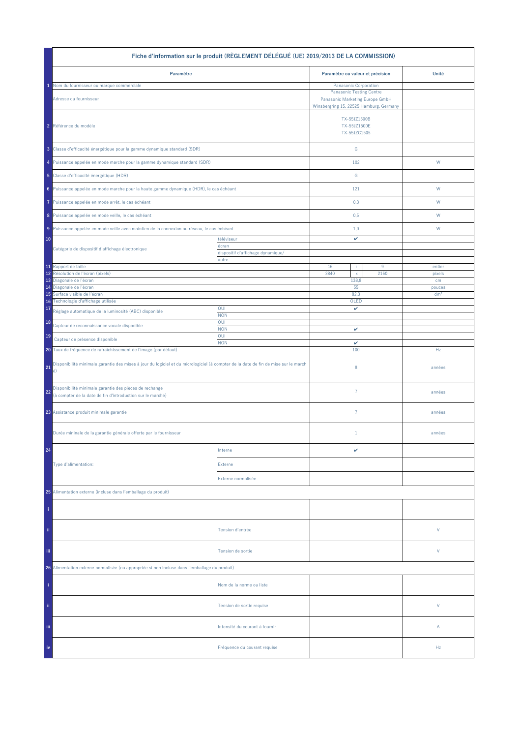| | Fiche d'information sur le produit (RÈGLEMENT DÉLÉGUÉ (UE) 2019/2013 DE LA COMMISSION) | | | | | |
|---|---|---|---|---|---|---|
| | **Paramètre** | | **Paramètre ou valeur et précision** | | | **Unité** |
| 1 | Nom du fournisseur ou marque commerciale | | Panasonic Corporation | | | |
| | Adresse du fournisseur | | Panasonic Testing Centre<br>Panasonic Marketing Europe GmbH<br>Winsbergring 15, 22525 Hamburg, Germany | | | |
| 2 | Référence du modèle | | TX-55JZ1500B<br>TX-55JZ1500E<br>TX-55JZC1505 | | | |
| 3 | Classe d'efficacité énergétique pour la gamme dynamique standard (SDR) | | G | | | |
| 4 | Puissance appelée en mode marche pour la gamme dynamique standard (SDR) | | 102 | | | W |
| 5 | Classe d'efficacité énergétique (HDR) | | G | | | |
| 6 | Puissance appelée en mode marche pour la haute gamme dynamique (HDR), le cas échéant | | 121 | | | W |
| 7 | Puissance appelée en mode arrêt, le cas échéant | | 0,3 | | | W |
| 8 | Puissance appelée en mode veille, le cas échéant | | 0,5 | | | W |
| 9 | Puissance appelée en mode veille avec maintien de la connexion au réseau, le cas échéant | | 1,0 | | | W |
| 10 | Catégorie de dispositif d'affichage électronique | téléviseur | ✔ | | | |
| | | écran | | | | |
| | | dispositif d'affichage dynamique/ | | | | |
| | | autre | | | | |
| 11 | Rapport de taille | | 16 | : | 9 | entier |
| 12 | Résolution de l'écran (pixels) | | 3840 | x | 2160 | pixels |
| 13 | Diagonale de l'écran | | 138,8 | | | cm |
| 14 | Diagonale de l'écran | | 55 | | | pouces |
| 15 | Surface visible de l'écran | | 82,3 | | | dm² |
| 16 | Technologie d'affichage utilisée | | OLED | | | |
| 17 | Réglage automatique de la luminosité (ABC) disponible | OUI | ✔ | | | |
| | | NON | | | | |
| 18 | Capteur de reconnaissance vocale disponible | OUI | | | | |
| | | NON | ✔ | | | |
| 19 | Capteur de présence disponible | OUI | | | | |
| | | NON | ✔ | | | |
| 20 | Taux de fréquence de rafraîchissement de l'image (par défaut) | | 100 | | | Hz |
| 21 | Disponibilité minimale garantie des mises à jour du logiciel et du micrologiciel (à compter de la date de fin de mise sur le marché) | | 8 | | | années |
| 22 | Disponibilité minimale garantie des pièces de rechange<br>(à compter de la date de fin d'introduction sur le marché) | | 7 | | | années |
| 23 | Assistance produit minimale garantie | | 7 | | | années |
| | Durée mininale de la garantie générale offerte par le fournisseur | | 1 | | | années |
| 24 | Type d'alimentation: | Interne | ✔ | | | |
| | | Externe | | | | |
| | | Externe normalisée | | | | |
| 25 | Alimentation externe (incluse dans l'emballage du produit) | | | | | |
| i | | | | | | |
| ii | | Tension d'entrée | | | | V |
| iii | | Tension de sortie | | | | V |
| 26 | Alimentation externe normalisée (ou appropriée si non incluse dans l'emballage du produit) | | | | | |
| i | | Nom de la norme ou liste | | | | |
| ii | | Tension de sortie requise | | | | V |
| iii | | Intensité du courant à fournir | | | | A |
| iv | | Fréquence du courant requise | | | | Hz |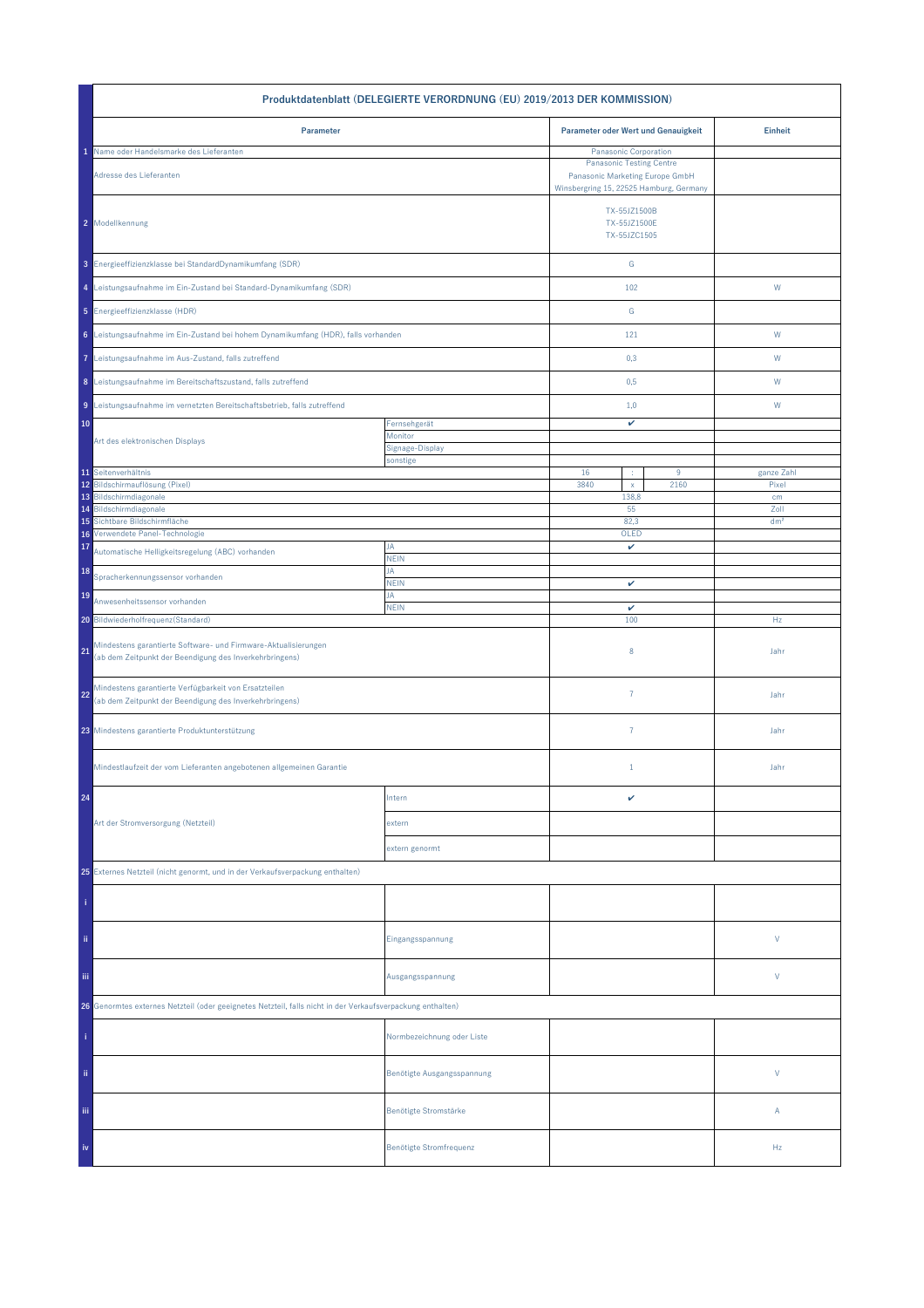| | Produktdatenblatt (DELEGIERTE VERORDNUNG (EU) 2019/2013 DER KOMMISSION) | | | | | |
|---|---|---|---|---|---|---|
| | **Parameter** | | **Parameter oder Wert und Genauigkeit** | | | **Einheit** |
| 1 | Name oder Handelsmarke des Lieferanten | | Panasonic Corporation | | | |
| | Adresse des Lieferanten | | Panasonic Testing Centre<br>Panasonic Marketing Europe GmbH<br>Winsbergring 15, 22525 Hamburg, Germany | | | |
| 2 | Modellkennung | | TX-55JZ1500B<br>TX-55JZ1500E<br>TX-55JZC1505 | | | |
| 3 | Energieeffizienzklasse bei StandardDynamikumfang (SDR) | | G | | | |
| 4 | Leistungsaufnahme im Ein-Zustand bei Standard-Dynamikumfang (SDR) | | 102 | | | W |
| 5 | Energieeffizienzklasse (HDR) | | G | | | |
| 6 | Leistungsaufnahme im Ein-Zustand bei hohem Dynamikumfang (HDR), falls vorhanden | | 121 | | | W |
| 7 | Leistungsaufnahme im Aus-Zustand, falls zutreffend | | 0,3 | | | W |
| 8 | Leistungsaufnahme im Bereitschaftszustand, falls zutreffend | | 0,5 | | | W |
| 9 | Leistungsaufnahme im vernetzten Bereitschaftsbetrieb, falls zutreffend | | 1,0 | | | W |
| 10 | Art des elektronischen Displays | Fernsehgerät | ✔ | | | |
| | | Monitor | | | | |
| | | Signage-Display | | | | |
| | | sonstige | | | | |
| 11 | Seitenverhältnis | | 16 | : | 9 | ganze Zahl |
| 12 | Bildschirmauflösung (Pixel) | | 3840 | x | 2160 | Pixel |
| 13 | Bildschirmdiagonale | | 138,8 | | | cm |
| 14 | Bildschirmdiagonale | | 55 | | | Zoll |
| 15 | Sichtbare Bildschirmfläche | | 82,3 | | | dm² |
| 16 | Verwendete Panel-Technologie | | OLED | | | |
| 17 | Automatische Helligkeitsregelung (ABC) vorhanden | JA | ✔ | | | |
| | | NEIN | | | | |
| 18 | Spracherkennungssensor vorhanden | JA | | | | |
| | | NEIN | ✔ | | | |
| 19 | Anwesenheitssensor vorhanden | JA | | | | |
| | | NEIN | ✔ | | | |
| 20 | Bildwiederholfrequenz(Standard) | | 100 | | | Hz |
| 21 | Mindestens garantierte Software- und Firmware-Aktualisierungen (ab dem Zeitpunkt der Beendigung des Inverkehrbringens) | | 8 | | | Jahr |
| 22 | Mindestens garantierte Verfügbarkeit von Ersatzteilen (ab dem Zeitpunkt der Beendigung des Inverkehrbringens) | | 7 | | | Jahr |
| 23 | Mindestens garantierte Produktunterstützung | | 7 | | | Jahr |
| | Mindestlaufzeit der vom Lieferanten angebotenen allgemeinen Garantie | | 1 | | | Jahr |
| 24 | Art der Stromversorgung (Netzteil) | Intern | ✔ | | | |
| | | extern | | | | |
| | | extern genormt | | | | |
| 25 | Externes Netzteil (nicht genormt, und in der Verkaufsverpackung enthalten) | | | | | |
| i | | | | | | |
| ii | | Eingangsspannung | | | | V |
| iii | | Ausgangsspannung | | | | V |
| 26 | Genormtes externes Netzteil (oder geeignetes Netzteil, falls nicht in der Verkaufsverpackung enthalten) | | | | | |
| i | | Normbezeichnung oder Liste | | | | |
| ii | | Benötigte Ausgangsspannung | | | | V |
| iii | | Benötigte Stromstärke | | | | A |
| iv | | Benötigte Stromfrequenz | | | | Hz |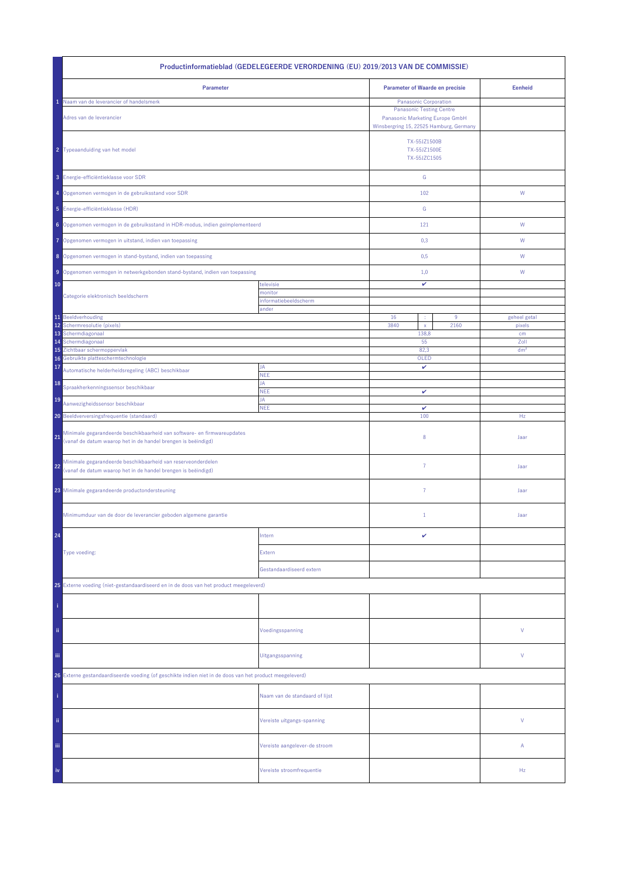| | Productinformatieblad (GEDELEGEERDE VERORDENING (EU) 2019/2013 VAN DE COMMISSIE) | | | | | |
|---|---|---|---|---|---|---|
| | **Parameter** | | **Parameter of Waarde en precisie** | | | **Eenheid** |
| 1 | Naam van de leverancier of handelsmerk | | Panasonic Corporation | | | |
| | Adres van de leverancier | | Panasonic Testing Centre<br>Panasonic Marketing Europe GmbH<br>Winsbergring 15, 22525 Hamburg, Germany | | | |
| 2 | Typeaanduiding van het model | | TX-55JZ1500B<br>TX-55JZ1500E<br>TX-55JZC1505 | | | |
| 3 | Energie-efficiëntieklasse voor SDR | | G | | | |
| 4 | Opgenomen vermogen in de gebruiksstand voor SDR | | 102 | | | W |
| 5 | Energie-efficiëntieklasse (HDR) | | G | | | |
| 6 | Opgenomen vermogen in de gebruiksstand in HDR-modus, indien geïmplementeerd | | 121 | | | W |
| 7 | Opgenomen vermogen in uitstand, indien van toepassing | | 0,3 | | | W |
| 8 | Opgenomen vermogen in stand-bystand, indien van toepassing | | 0,5 | | | W |
| 9 | Opgenomen vermogen in netwerkgebonden stand-bystand, indien van toepassing | | 1,0 | | | W |
| 10 | Categorie elektronisch beeldscherm | televisie | ✔ | | | |
| | | monitor | | | | |
| | | informatiebeeldscherm | | | | |
| | | ander | | | | |
| 11 | Beeldverhouding | | 16 | : | 9 | geheel getal |
| 12 | Schermresolutie (pixels) | | 3840 | x | 2160 | pixels |
| 13 | Schermdiagonaal | | 138,8 | | | cm |
| 14 | Schermdiagonaal | | 55 | | | Zoll |
| 15 | Zichtbaar schermoppervlak | | 82,3 | | | dm² |
| 16 | Gebruikte platteschermtechnologie | | OLED | | | |
| 17 | Automatische helderheidsregeling (ABC) beschikbaar | JA | ✔ | | | |
| | | NEE | | | | |
| 18 | Spraakherkenningssensor beschikbaar | JA | | | | |
| | | NEE | ✔ | | | |
| 19 | Aanwezigheidssensor beschikbaar | JA | | | | |
| | | NEE | ✔ | | | |
| 20 | Beeldverversingsfrequentie (standaard) | | 100 | | | Hz |
| 21 | Minimale gegarandeerde beschikbaarheid van software- en firmwareupdates (vanaf de datum waarop het in de handel brengen is beëindigd) | | 8 | | | Jaar |
| 22 | Minimale gegarandeerde beschikbaarheid van reserveonderdelen (vanaf de datum waarop het in de handel brengen is beëindigd) | | 7 | | | Jaar |
| 23 | Minimale gegarandeerde productondersteuning | | 7 | | | Jaar |
| | Minimumduur van de door de leverancier geboden algemene garantie | | 1 | | | Jaar |
| 24 | Type voeding: | Intern | ✔ | | | |
| | | Extern | | | | |
| | | Gestandaardiseerd extern | | | | |
| 25 | Externe voeding (niet-gestandaardiseerd en in de doos van het product meegeleverd) | | | | | |
| i | | | | | | |
| ii | | Voedingsspanning | | | | V |
| iii | | Uitgangsspanning | | | | V |
| 26 | Externe gestandaardiseerde voeding (of geschikte indien niet in de doos van het product meegeleverd) | | | | | |
| i | | Naam van de standaard of lijst | | | | |
| ii | | Vereiste uitgangs-spanning | | | | V |
| iii | | Vereiste aangelever-de stroom | | | | A |
| iv | | Vereiste stroomfrequentie | | | | Hz |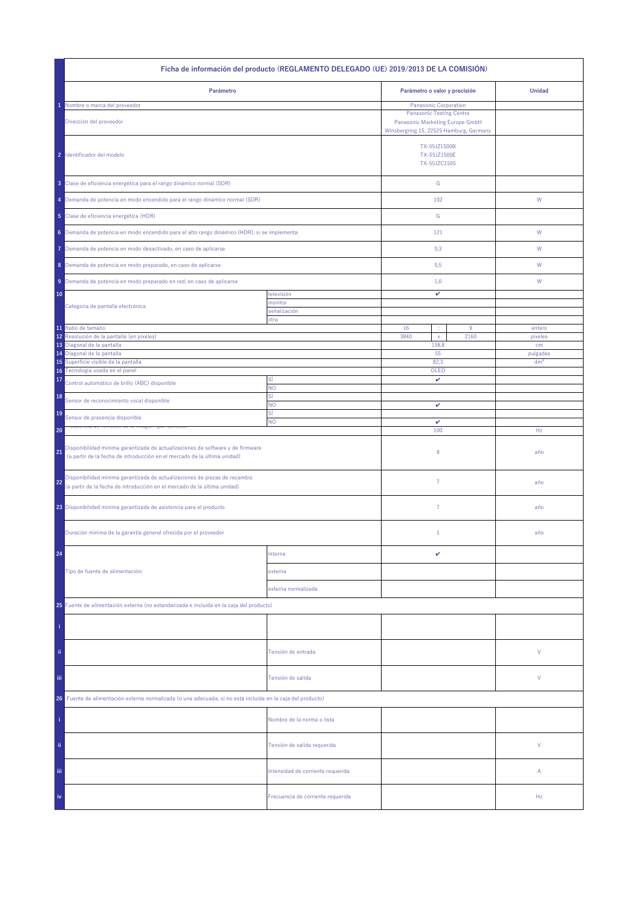| | Ficha de información del producto (REGLAMENTO DELEGADO (UE) 2019/2013 DE LA COMISIÓN) | | | | | |
|---|---|---|---|---|---|---|
| | **Parámetro** | | **Parámetro o valor y precisión** | | | **Unidad** |
| 1 | Nombre o marca del proveedor | | Panasonic Corporation | | | |
| | Dirección del proveedor | | Panasonic Testing Centre<br>Panasonic Marketing Europe GmbH<br>Winsbergring 15, 22525 Hamburg, Germany | | | |
| 2 | Identificador del modelo | | TX-55JZ1500B<br>TX-55JZ1500E<br>TX-55JZC1505 | | | |
| 3 | Clase de eficiencia energética para el rango dinámico normal (SDR) | | G | | | |
| 4 | Demanda de potencia en modo encendido para el rango dinámico normal (SDR) | | 102 | | | W |
| 5 | Clase de eficiencia energética (HDR) | | G | | | |
| 6 | Demanda de potencia en modo encendido para el alto rango dinámico (HDR), si se implementa | | 121 | | | W |
| 7 | Demanda de potencia en modo desactivado, en caso de aplicarse | | 0,3 | | | W |
| 8 | Demanda de potencia en modo preparado, en caso de aplicarse | | 0,5 | | | W |
| 9 | Demanda de potencia en modo preparado en red, en caso de aplicarse | | 1,0 | | | W |
| 10 | Categoría de pantalla electrónica | televisión | ✔ | | | |
| | | monitor | | | | |
| | | señalización | | | | |
| | | otra | | | | |
| 11 | Ratio de tamaño | | 16 | : | 9 | entero |
| 12 | Resolución de la pantalla (en píxeles) | | 3840 | x | 2160 | píxeles |
| 13 | Diagonal de la pantalla | | 138,8 | | | cm |
| 14 | Diagonal de la pantalla | | 55 | | | pulgadas |
| 15 | Superficie visible de la pantalla | | 82,3 | | | dm² |
| 16 | Tecnología usada en el panel | | OLED | | | |
| 17 | Control automático de brillo (ABC) disponible | SÍ | ✔ | | | |
| | | NO | | | | |
| 18 | Sensor de reconocimiento vocal disponible | SÍ | | | | |
| | | NO | ✔ | | | |
| 19 | Sensor de presencia disponible | SÍ | | | | |
| | | NO | ✔ | | | |
| 20 | Frecuencia de refresco de la imagen (por defecto) | | 100 | | | Hz |
| 21 | Disponibilidad mínima garantizada de actualizaciones de software y de firmware<br>(a partir de la fecha de introducción en el mercado de la última unidad) | | 8 | | | año |
| 22 | Disponibilidad mínima garantizada de actualizaciones de piezas de recambio<br>(a partir de la fecha de introducción en el mercado de la última unidad) | | 7 | | | año |
| 23 | Disponibilidad mínima garantizada de asistencia para el producto | | 7 | | | año |
| | Duración mínima de la garantía general ofrecida por el proveedor | | 1 | | | año |
| 24 | Tipo de fuente de alimentación: | Interna | ✔ | | | |
| | | externa | | | | |
| | | externa normalizada | | | | |
| 25 | Fuente de alimentación externa (no estandarizada e incluida en la caja del producto) | | | | | |
| i | | | | | | |
| ii | | Tensión de entrada | | | | V |
| iii | | Tensión de salida | | | | V |
| 26 | Fuente de alimentación externa normalizada (o una adecuada, si no está incluida en la caja del producto) | | | | | |
| i | | Nombre de la norma o lista | | | | |
| ii | | Tensión de salida requerida | | | | V |
| iii | | Intensidad de corriente requerida | | | | A |
| iv | | Frecuencia de corriente requerida | | | | Hz |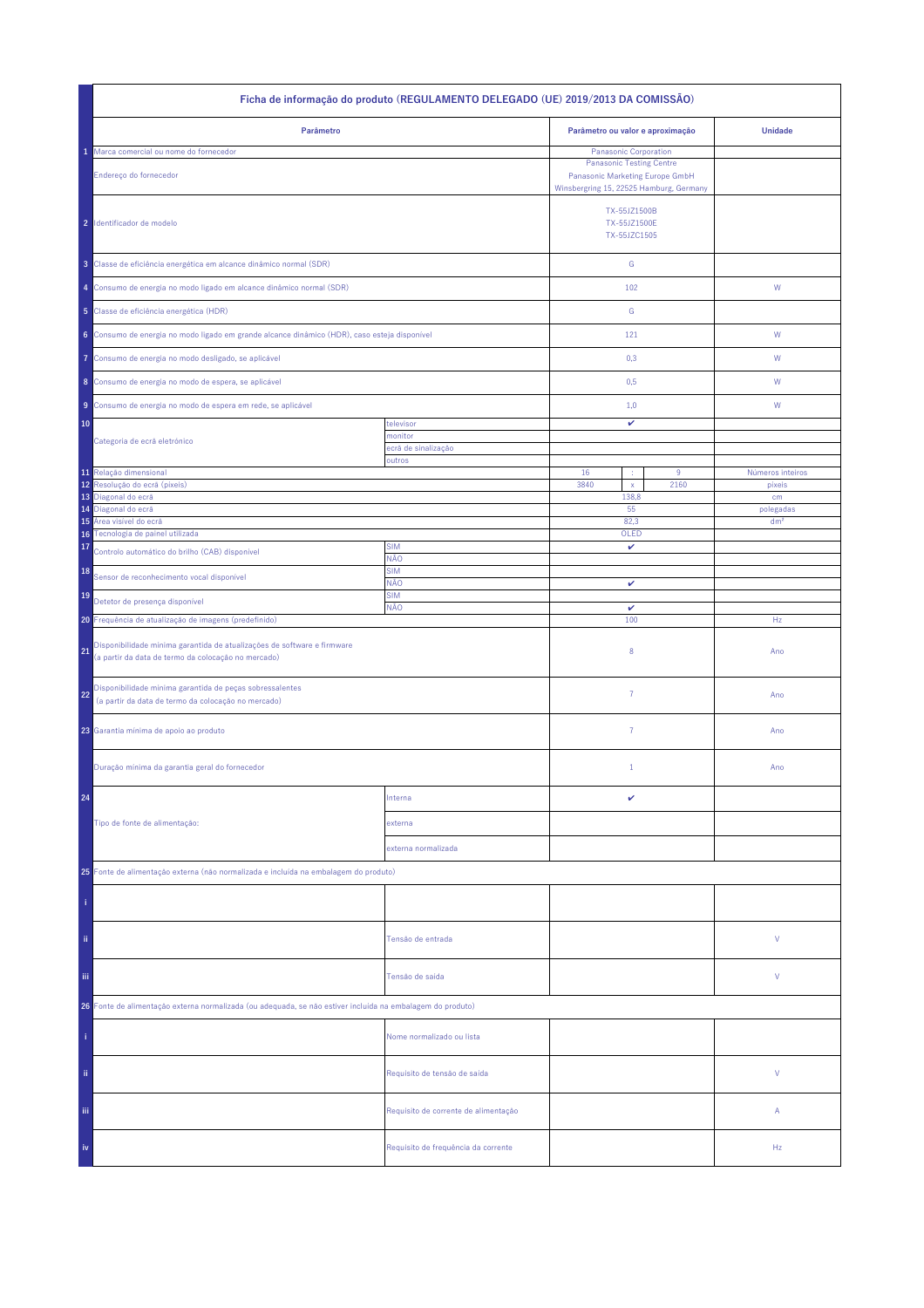| | Ficha de informação do produto (REGULAMENTO DELEGADO (UE) 2019/2013 DA COMISSÃO) | | | | | |
|---|---|---|---|---|---|---|
| | **Parâmetro** | | **Parâmetro ou valor e aproximação** | | | **Unidade** |
| 1 | Marca comercial ou nome do fornecedor | | Panasonic Corporation | | | |
| | Endereço do fornecedor | | Panasonic Testing Centre<br>Panasonic Marketing Europe GmbH<br>Winsbergring 15, 22525 Hamburg, Germany | | | |
| 2 | Identificador de modelo | | TX-55JZ1500B<br>TX-55JZ1500E<br>TX-55JZC1505 | | | |
| 3 | Classe de eficiência energética em alcance dinâmico normal (SDR) | | G | | | |
| 4 | Consumo de energia no modo ligado em alcance dinâmico normal (SDR) | | 102 | | | W |
| 5 | Classe de eficiência energética (HDR) | | G | | | |
| 6 | Consumo de energia no modo ligado em grande alcance dinâmico (HDR), caso esteja disponível | | 121 | | | W |
| 7 | Consumo de energia no modo desligado, se aplicável | | 0,3 | | | W |
| 8 | Consumo de energia no modo de espera, se aplicável | | 0,5 | | | W |
| 9 | Consumo de energia no modo de espera em rede, se aplicável | | 1,0 | | | W |
| 10 | Categoria de ecrã eletrónico | televisor | ✔ | | | |
| | | monitor | | | | |
| | | ecrã de sinalização | | | | |
| | | outros | | | | |
| 11 | Relação dimensional | | 16 | : | 9 | Números inteiros |
| 12 | Resolução do ecrã (píxeis) | | 3840 | x | 2160 | píxeis |
| 13 | Diagonal do ecrã | | 138,8 | | | cm |
| 14 | Diagonal do ecrã | | 55 | | | polegadas |
| 15 | Área visível do ecrã | | 82,3 | | | dm² |
| 16 | Tecnologia de painel utilizada | | OLED | | | |
| 17 | Controlo automático do brilho (CAB) disponível | SIM | ✔ | | | |
| | | NÃO | | | | |
| 18 | Sensor de reconhecimento vocal disponível | SIM | | | | |
| | | NÃO | ✔ | | | |
| 19 | Detetor de presença disponível | SIM | | | | |
| | | NÃO | ✔ | | | |
| 20 | Frequência de atualização de imagens (predefinido) | | 100 | | | Hz |
| 21 | Disponibilidade mínima garantida de atualizações de software e firmware<br>(a partir da data de termo da colocação no mercado) | | 8 | | | Ano |
| 22 | Disponibilidade mínima garantida de peças sobressalentes<br>(a partir da data de termo da colocação no mercado) | | 7 | | | Ano |
| 23 | Garantia mínima de apoio ao produto | | 7 | | | Ano |
| | Duração mínima da garantia geral do fornecedor | | 1 | | | Ano |
| 24 | Tipo de fonte de alimentação: | Interna | ✔ | | | |
| | | externa | | | | |
| | | externa normalizada | | | | |
| 25 | Fonte de alimentação externa (não normalizada e incluída na embalagem do produto) | | | | | |
| i | | | | | | |
| ii | | Tensão de entrada | | | | V |
| iii | | Tensão de saída | | | | V |
| 26 | Fonte de alimentação externa normalizada (ou adequada, se não estiver incluída na embalagem do produto) | | | | | |
| i | | Nome normalizado ou lista | | | | |
| ii | | Requisito de tensão de saída | | | | V |
| iii | | Requisito de corrente de alimentação | | | | A |
| iv | | Requisito de frequência da corrente | | | | Hz |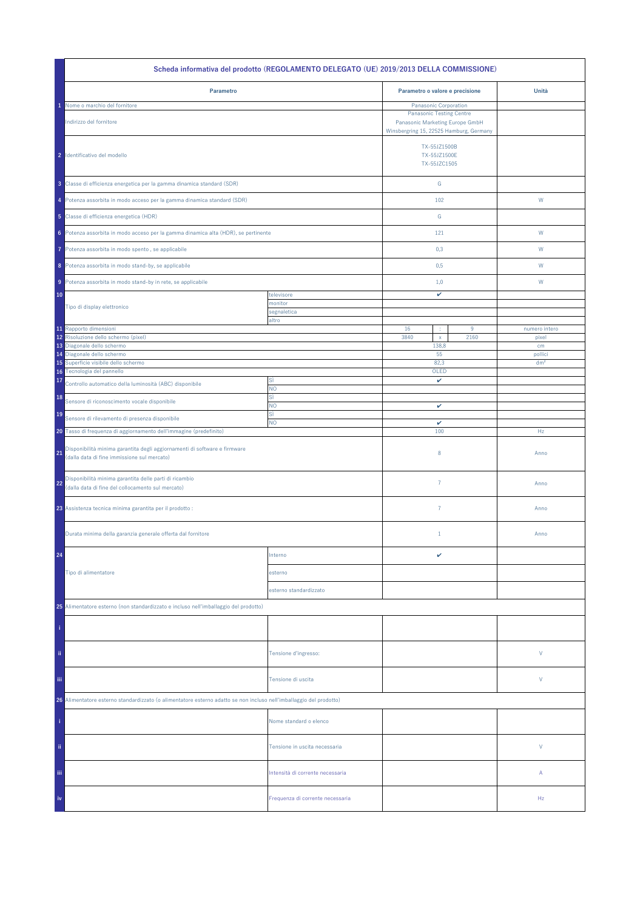| | Scheda informativa del prodotto (REGOLAMENTO DELEGATO (UE) 2019/2013 DELLA COMMISSIONE) | | | | | |
|---|---|---|---|---|---|---|
| | **Parametro** | | **Parametro o valore e precisione** | | | **Unità** |
| 1 | Nome o marchio del fornitore | | Panasonic Corporation | | | |
| | Indirizzo del fornitore | | Panasonic Testing Centre<br>Panasonic Marketing Europe GmbH<br>Winsbergring 15, 22525 Hamburg, Germany | | | |
| 2 | Identificativo del modello | | TX-55JZ1500B<br>TX-55JZ1500E<br>TX-55JZC1505 | | | |
| 3 | Classe di efficienza energetica per la gamma dinamica standard (SDR) | | G | | | |
| 4 | Potenza assorbita in modo acceso per la gamma dinamica standard (SDR) | | 102 | | | W |
| 5 | Classe di efficienza energetica (HDR) | | G | | | |
| 6 | Potenza assorbita in modo acceso per la gamma dinamica alta (HDR), se pertinente | | 121 | | | W |
| 7 | Potenza assorbita in modo spento , se applicabile | | 0,3 | | | W |
| 8 | Potenza assorbita in modo stand-by, se applicabile | | 0,5 | | | W |
| 9 | Potenza assorbita in modo stand-by in rete, se applicabile | | 1,0 | | | W |
| 10 | Tipo di display elettronico | televisore | ✔ | | | |
| | | monitor | | | | |
| | | segnaletica | | | | |
| | | altro | | | | |
| 11 | Rapporto dimensioni | | 16 | : | 9 | numero intero |
| 12 | Risoluzione dello schermo (pixel) | | 3840 | x | 2160 | pixel |
| 13 | Diagonale dello schermo | | 138,8 | | | cm |
| 14 | Diagonale dello schermo | | 55 | | | pollici |
| 15 | Superficie visibile dello schermo | | 82,3 | | | dm² |
| 16 | Tecnologia del pannello | | OLED | | | |
| 17 | Controllo automatico della luminosità (ABC) disponibile | SÌ | ✔ | | | |
| | | NO | | | | |
| 18 | Sensore di riconoscimento vocale disponibile | SÌ | | | | |
| | | NO | ✔ | | | |
| 19 | Sensore di rilevamento di presenza disponibile | SÌ | | | | |
| | | NO | ✔ | | | |
| 20 | Tasso di frequenza di aggiornamento dell'immagine (predefinito) | | 100 | | | Hz |
| 21 | Disponibilità minima garantita degli aggiornamenti di software e firmware<br>(dalla data di fine immissione sul mercato) | | 8 | | | Anno |
| 22 | Disponibilità minima garantita delle parti di ricambio<br>(dalla data di fine del collocamento sul mercato) | | 7 | | | Anno |
| 23 | Assistenza tecnica minima garantita per il prodotto : | | 7 | | | Anno |
| | Durata minima della garanzia generale offerta dal fornitore | | 1 | | | Anno |
| 24 | Tipo di alimentatore | Interno | ✔ | | | |
| | | esterno | | | | |
| | | esterno standardizzato | | | | |
| 25 | Alimentatore esterno (non standardizzato e incluso nell'imballaggio del prodotto) | | | | | |
| i | | | | | | |
| ii | | Tensione d'ingresso: | | | | V |
| iii | | Tensione di uscita | | | | V |
| 26 | Alimentatore esterno standardizzato (o alimentatore esterno adatto se non incluso nell'imballaggio del prodotto) | | | | | |
| i | | Nome standard o elenco | | | | |
| ii | | Tensione in uscita necessaria | | | | V |
| iii | | Intensità di corrente necessaria | | | | A |
| iv | | Frequenza di corrente necessaria | | | | Hz |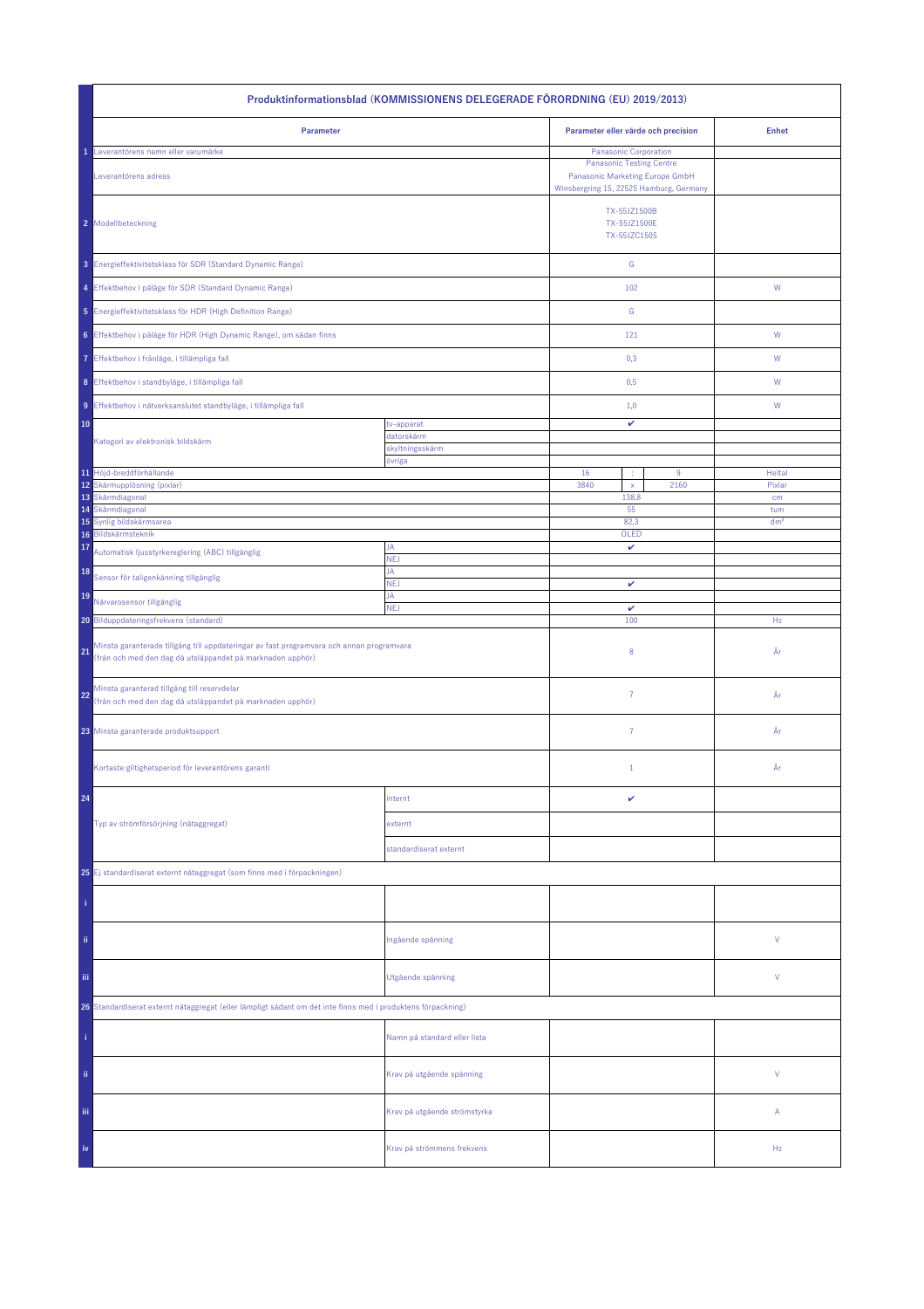## Produktinformationsblad (KOMMISSIONENS DELEGERADE FÖRORDNING (EU) 2019/2013)

| | Parameter | | Parameter eller värde och precision | | | Enhet |
|---|---|---|---|---|---|---|
| 1 | Leverantörens namn eller varumärke | | Panasonic Corporation | | | |
| | Leverantörens adress | | Panasonic Testing Centre<br>Panasonic Marketing Europe GmbH<br>Winsbergring 15, 22525 Hamburg, Germany | | | |
| 2 | Modellbeteckning | | TX-55JZ1500B<br>TX-55JZ1500E<br>TX-55JZC1505 | | | |
| 3 | Energieffektivitetsklass för SDR (Standard Dynamic Range) | | G | | | |
| 4 | Effektbehov i påläge för SDR (Standard Dynamic Range) | | 102 | | | W |
| 5 | Energieffektivitetsklass för HDR (High Definition Range) | | G | | | |
| 6 | Effektbehov i påläge för HDR (High Dynamic Range), om sådan finns | | 121 | | | W |
| 7 | Effektbehov i frånläge, i tillämpliga fall | | 0,3 | | | W |
| 8 | Effektbehov i standbyläge, i tillämpliga fall | | 0,5 | | | W |
| 9 | Effektbehov i nätverksanslutet standbyläge, i tillämpliga fall | | 1,0 | | | W |
| 10 | Kategori av elektronisk bildskärm | tv-apparat | ✔ | | | |
| | | datorskärm | | | | |
| | | skyltningsskärm | | | | |
| | | övriga | | | | |
| 11 | Höjd-breddförhållande | | 16 | : | 9 | Heltal |
| 12 | Skärmupplösning (pixlar) | | 3840 | x | 2160 | Pixlar |
| 13 | Skärmdiagonal | | 138,8 | | | cm |
| 14 | Skärmdiagonal | | 55 | | | tum |
| 15 | Synlig bildskärmsarea | | 82,3 | | | dm² |
| 16 | Bildskärmsteknik | | OLED | | | |
| 17 | Automatisk ljusstyrkereglering (ABC) tillgänglig | JA | ✔ | | | |
| | | NEJ | | | | |
| 18 | Sensor för taligenkänning tillgänglig | JA | | | | |
| | | NEJ | ✔ | | | |
| 19 | Närvarosensor tillgänglig | JA | | | | |
| | | NEJ | ✔ | | | |
| 20 | Bilduppdateringsfrekvens (standard) | | 100 | | | Hz |
| 21 | Minsta garanterade tillgång till uppdateringar av fast programvara och annan programvara<br>(från och med den dag då utsläppandet på marknaden upphör) | | 8 | | | År |
| 22 | Minsta garanterad tillgång till reservdelar<br>(från och med den dag då utsläppandet på marknaden upphör) | | 7 | | | År |
| 23 | Minsta garanterade produktsupport | | 7 | | | År |
| | Kortaste giltighetsperiod för leverantörens garanti | | 1 | | | År |
| 24 | Typ av strömförsörjning (nätaggregat) | internt | ✔ | | | |
| | | externt | | | | |
| | | standardiserat externt | | | | |
| 25 | Ej standardiserat externt nätaggregat (som finns med i förpackningen) | | | | | |
| i | | | | | | |
| ii | | Ingående spänning | | | | V |
| iii | | Utgående spänning | | | | V |
| 26 | Standardiserat externt nätaggregat (eller lämpligt sådant om det inte finns med i produktens förpackning) | | | | | |
| i | | Namn på standard eller lista | | | | |
| ii | | Krav på utgående spänning | | | | V |
| iii | | Krav på utgående strömstyrka | | | | A |
| iv | | Krav på strömmens frekvens | | | | Hz |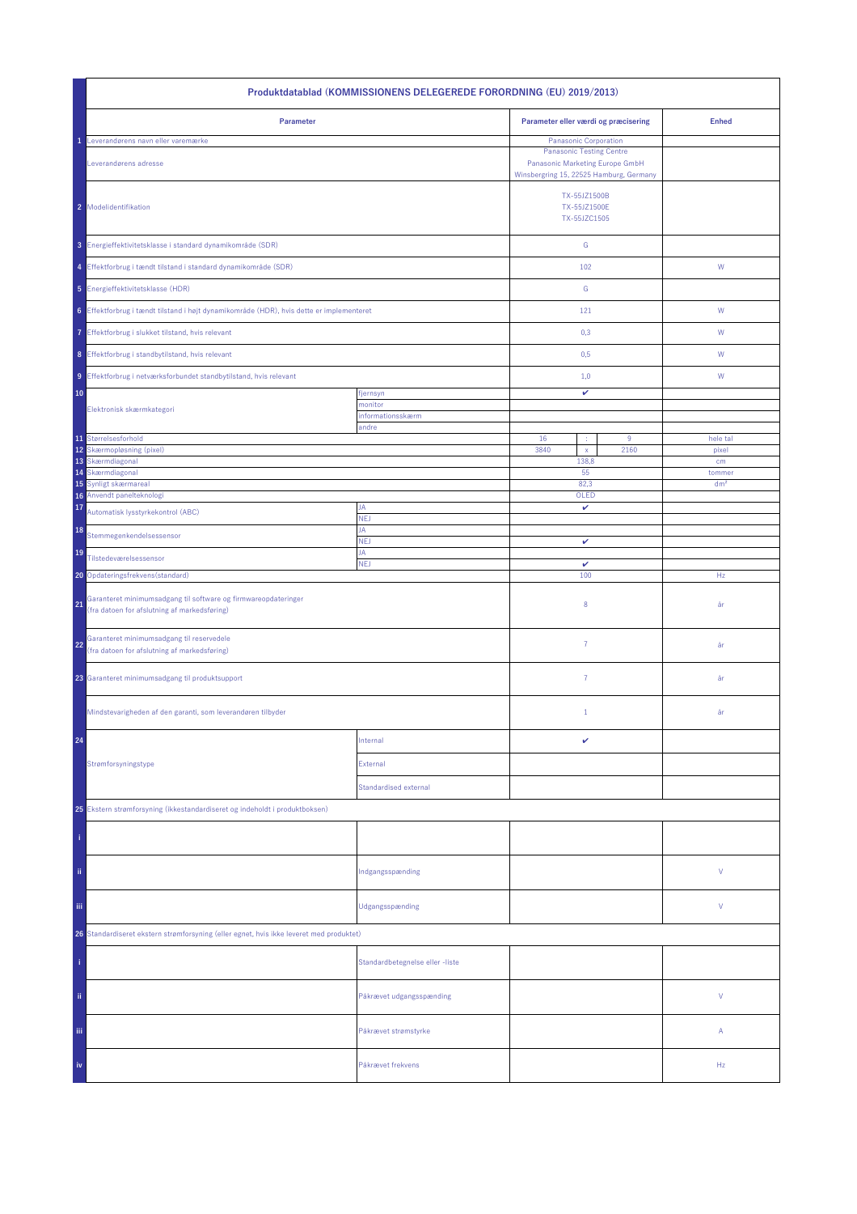| | Produktdatablad (KOMMISSIONENS DELEGEREDE FORORDNING (EU) 2019/2013) | | | | | |
|---|---|---|---|---|---|---|
| | **Parameter** | | **Parameter eller værdi og præcisering** | | | **Enhed** |
| 1 | Leverandørens navn eller varemærke | | Panasonic Corporation | | | |
| | Leverandørens adresse | | Panasonic Testing Centre<br>Panasonic Marketing Europe GmbH<br>Winsbergring 15, 22525 Hamburg, Germany | | | |
| 2 | Modelidentifikation | | TX-55JZ1500B<br>TX-55JZ1500E<br>TX-55JZC1505 | | | |
| 3 | Energieffektivitetsklasse i standard dynamikområde (SDR) | | G | | | |
| 4 | Effektforbrug i tændt tilstand i standard dynamikområde (SDR) | | 102 | | | W |
| 5 | Energieffektivitetsklasse (HDR) | | G | | | |
| 6 | Effektforbrug i tændt tilstand i højt dynamikområde (HDR), hvis dette er implementeret | | 121 | | | W |
| 7 | Effektforbrug i slukket tilstand, hvis relevant | | 0,3 | | | W |
| 8 | Effektforbrug i standbytilstand, hvis relevant | | 0,5 | | | W |
| 9 | Effektforbrug i netværksforbundet standbytilstand, hvis relevant | | 1,0 | | | W |
| 10 | Elektronisk skærmkategori | fjernsyn | ✔ | | | |
| | | monitor | | | | |
| | | informationsskærm | | | | |
| | | andre | | | | |
| 11 | Størrelsesforhold | | 16 | : | 9 | hele tal |
| 12 | Skærmopløsning (pixel) | | 3840 | x | 2160 | pixel |
| 13 | Skærmdiagonal | | 138,8 | | | cm |
| 14 | Skærmdiagonal | | 55 | | | tommer |
| 15 | Synligt skærmareal | | 82,3 | | | dm² |
| 16 | Anvendt panelteknologi | | OLED | | | |
| 17 | Automatisk lysstyrkekontrol (ABC) | JA | ✔ | | | |
| | | NEJ | | | | |
| 18 | Stemmegenkendelsessensor | JA | | | | |
| | | NEJ | ✔ | | | |
| 19 | Tilstedeværelsessensor | JA | | | | |
| | | NEJ | ✔ | | | |
| 20 | Opdateringsfrekvens(standard) | | 100 | | | Hz |
| 21 | Garanteret minimumsadgang til software og firmwareopdateringer<br>(fra datoen for afslutning af markedsføring) | | 8 | | | år |
| 22 | Garanteret minimumsadgang til reservedele<br>(fra datoen for afslutning af markedsføring) | | 7 | | | år |
| 23 | Garanteret minimumsadgang til produktsupport | | 7 | | | år |
| | Mindstevarigheden af den garanti, som leverandøren tilbyder | | 1 | | | år |
| 24 | Strømforsyningstype | Internal | ✔ | | | |
| | | External | | | | |
| | | Standardised external | | | | |
| 25 | Ekstern strømforsyning (ikkestandardiseret og indeholdt i produktboksen) | | | | | |
| i | | | | | | |
| ii | | Indgangsspænding | | | | V |
| iii | | Udgangsspænding | | | | V |
| 26 | Standardiseret ekstern strømforsyning (eller egnet, hvis ikke leveret med produktet) | | | | | |
| i | | Standardbetegnelse eller -liste | | | | |
| ii | | Påkrævet udgangsspænding | | | | V |
| iii | | Påkrævet strømstyrke | | | | A |
| iv | | Påkrævet frekvens | | | | Hz |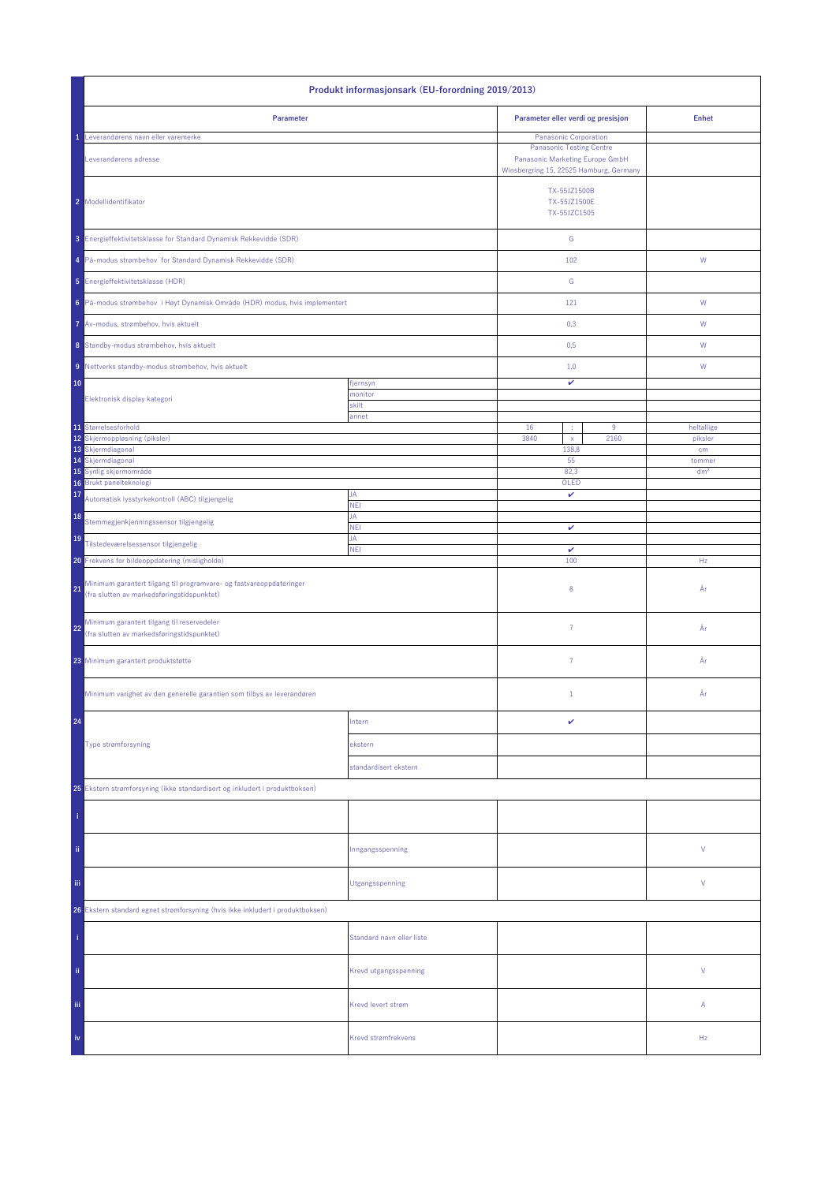| | Produkt informasjonsark (EU-forordning 2019/2013) | | | | | |
|---|---|---|---|---|---|---|
| | **Parameter** | | **Parameter eller verdi og presisjon** | | | **Enhet** |
| 1 | Leverandørens navn eller varemerke | | Panasonic Corporation | | | |
| | Leverandørens adresse | | Panasonic Testing Centre<br>Panasonic Marketing Europe GmbH<br>Winsbergring 15, 22525 Hamburg, Germany | | | |
| 2 | Modellidentifikator | | TX-55JZ1500B<br>TX-55JZ1500E<br>TX-55JZC1505 | | | |
| 3 | Energieffektivitetsklasse for Standard Dynamisk Rekkevidde (SDR) | | G | | | |
| 4 | På-modus strømbehov for Standard Dynamisk Rekkevidde (SDR) | | 102 | | | W |
| 5 | Energieffektivitetsklasse (HDR) | | G | | | |
| 6 | På-modus strømbehov i Høyt Dynamisk Område (HDR) modus, hvis implementert | | 121 | | | W |
| 7 | Av-modus, strømbehov, hvis aktuelt | | 0,3 | | | W |
| 8 | Standby-modus strømbehov, hvis aktuelt | | 0,5 | | | W |
| 9 | Nettverks standby-modus strømbehov, hvis aktuelt | | 1,0 | | | W |
| 10 | Elektronisk display kategori | fjernsyn | ✔ | | | |
| | | monitor | | | | |
| | | skilt | | | | |
| | | annet | | | | |
| 11 | Størrelsesforhold | | 16 | : | 9 | heltallige |
| 12 | Skjermoppløsning (piksler) | | 3840 | x | 2160 | piksler |
| 13 | Skjermdiagonal | | 138,8 | | | cm |
| 14 | Skjermdiagonal | | 55 | | | tommer |
| 15 | Synlig skjermområde | | 82,3 | | | dm² |
| 16 | Brukt panelteknologi | | OLED | | | |
| 17 | Automatisk lysstyrkekontroll (ABC) tilgjengelig | JA | ✔ | | | |
| | | NEI | | | | |
| 18 | Stemmegjenkjenningssensor tilgjengelig | JA | | | | |
| | | NEI | ✔ | | | |
| 19 | Tilstedeværelsessensor tilgjengelig | JA | | | | |
| | | NEI | ✔ | | | |
| 20 | Frekvens for bildeoppdatering (misligholde) | | 100 | | | Hz |
| 21 | Minimum garantert tilgang til programvare- og fastvareoppdateringer (fra slutten av markedsføringstidspunktet) | | 8 | | | År |
| 22 | Minimum garantert tilgang til reservedeler (fra slutten av markedsføringstidspunktet) | | 7 | | | År |
| 23 | Minimum garantert produktstøtte | | 7 | | | År |
| | Minimum varighet av den generelle garantien som tilbys av leverandøren | | 1 | | | År |
| 24 | Type strømforsyning | Intern | ✔ | | | |
| | | ekstern | | | | |
| | | standardisert ekstern | | | | |
| 25 | Ekstern strømforsyning (ikke standardisert og inkludert i produktboksen) | | | | | |
| i | | | | | | |
| ii | | Inngangsspenning | | | | V |
| iii | | Utgangsspenning | | | | V |
| 26 | Ekstern standard egnet strømforsyning (hvis ikke inkludert i produktboksen) | | | | | |
| i | | Standard navn eller liste | | | | |
| ii | | Krevd utgangsspenning | | | | V |
| iii | | Krevd levert strøm | | | | A |
| iv | | Krevd strømfrekvens | | | | Hz |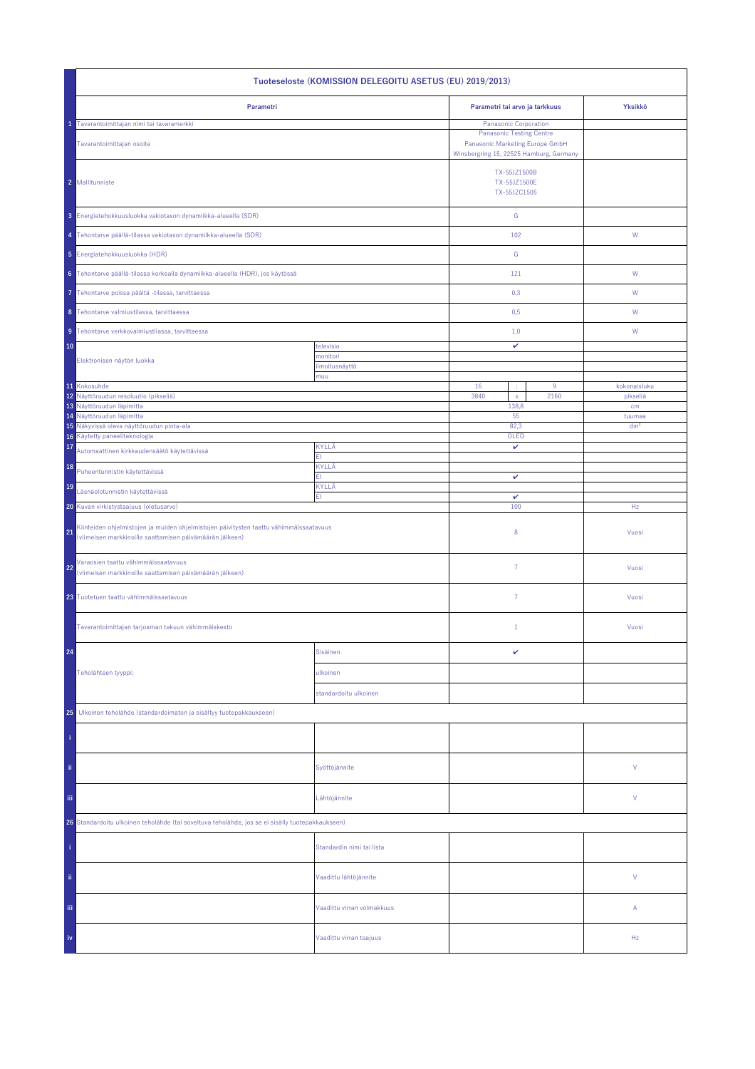| | Tuoteseloste (KOMISSION DELEGOITU ASETUS (EU) 2019/2013) | | | | | |
|---|---|---|---|---|---|---|
| | **Parametri** | | **Parametri tai arvo ja tarkkuus** | | | **Yksikkö** |
| 1 | Tavarantoimittajan nimi tai tavaramerkki | | Panasonic Corporation | | | |
| | Tavarantoimittajan osoite | | Panasonic Testing Centre<br>Panasonic Marketing Europe GmbH<br>Winsbergring 15, 22525 Hamburg, Germany | | | |
| 2 | Mallitunniste | | TX-55JZ1500B<br>TX-55JZ1500E<br>TX-55JZC1505 | | | |
| 3 | Energiatehokkuusluokka vakiotason dynamiikka-alueella (SDR) | | G | | | |
| 4 | Tehontarve päällä-tilassa vakiotason dynamiikka-alueella (SDR) | | 102 | | | W |
| 5 | Energiatehokkuusluokka (HDR) | | G | | | |
| 6 | Tehontarve päällä-tilassa korkealla dynamiikka-alueella (HDR), jos käytössä | | 121 | | | W |
| 7 | Tehontarve poissa päältä -tilassa, tarvittaessa | | 0,3 | | | W |
| 8 | Tehontarve valmiustilassa, tarvittaessa | | 0,5 | | | W |
| 9 | Tehontarve verkkovalmiustilassa, tarvittaessa | | 1,0 | | | W |
| 10 | Elektronisen näytön luokka | televisio | ✔ | | | |
| | | monitori | | | | |
| | | ilmoitusnäyttö | | | | |
| | | muu | | | | |
| 11 | Kokosuhde | | 16 | : | 9 | kokonaisluku |
| 12 | Näyttöruudun resoluutio (pikseliä) | | 3840 | x | 2160 | pikseliä |
| 13 | Näyttöruudun läpimitta | | 138,8 | | | cm |
| 14 | Näyttöruudun läpimitta | | 55 | | | tuumaa |
| 15 | Näkyvissä oleva näyttöruudun pinta-ala | | 82,3 | | | dm² |
| 16 | Käytetty paneeliteknologia | | OLED | | | |
| 17 | Automaattinen kirkkaudensäätö käytettävissä | KYLLÄ | ✔ | | | |
| | | EI | | | | |
| 18 | Puheentunnistin käytettävissä | KYLLÄ | | | | |
| | | EI | ✔ | | | |
| 19 | Läsnäolotunnistin käytettävissä | KYLLÄ | | | | |
| | | EI | ✔ | | | |
| 20 | Kuvan virkistystaajuus (oletusarvo) | | 100 | | | Hz |
| 21 | Kiinteiden ohjelmistojen ja muiden ohjelmistojen päivitysten taattu vähimmäissaatavuus<br>(viimeisen markkinoille saattamisen päivämäärän jälkeen) | | 8 | | | Vuosi |
| 22 | Varaosien taattu vähimmäissaatavuus<br>(viimeisen markkinoille saattamisen päivämäärän jälkeen) | | 7 | | | Vuosi |
| 23 | Tuotetuen taattu vähimmäissaatavuus | | 7 | | | Vuosi |
| | Tavarantoimittajan tarjoaman takuun vähimmäiskesto | | 1 | | | Vuosi |
| 24 | Teholähteen tyyppi: | Sisäinen | ✔ | | | |
| | | ulkoinen | | | | |
| | | standardoitu ulkoinen | | | | |
| 25 | Ulkoinen teholähde (standardoimaton ja sisältyy tuotepakkaukseen) | | | | | |
| i | | | | | | |
| ii | | Syöttöjännite | | | | V |
| iii | | Lähtöjännite | | | | V |
| 26 | Standardoitu ulkoinen teholähde (tai soveltuva teholähde, jos se ei sisälly tuotepakkaukseen) | | | | | |
| i | | Standardin nimi tai lista | | | | |
| ii | | Vaadittu lähtöjännite | | | | V |
| iii | | Vaadittu virran voimakkuus | | | | A |
| iv | | Vaadittu virran taajuus | | | | Hz |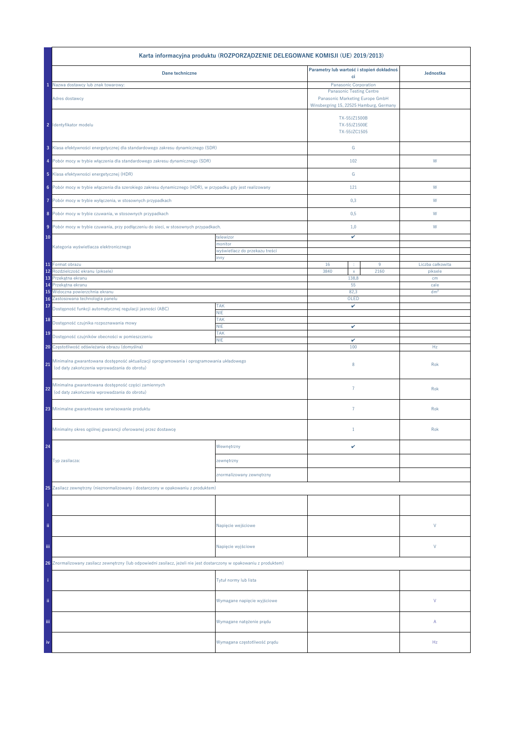| | Karta informacyjna produktu (ROZPORZĄDZENIE DELEGOWANE KOMISJI (UE) 2019/2013) | | | | | |
|---|---|---|---|---|---|---|
| | **Dane techniczne** | | **Parametry lub wartość i stopień dokładności** | | | **Jednostka** |
| 1 | Nazwa dostawcy lub znak towarowy: | | Panasonic Corporation | | | |
| | Adres dostawcy | | Panasonic Testing Centre<br>Panasonic Marketing Europe GmbH<br>Winsbergring 15, 22525 Hamburg, Germany | | | |
| 2 | Identyfikator modelu | | TX-55JZ1500B<br>TX-55JZ1500E<br>TX-55JZC1505 | | | |
| 3 | Klasa efektywności energetycznej dla standardowego zakresu dynamicznego (SDR) | | G | | | |
| 4 | Pobór mocy w trybie włączenia dla standardowego zakresu dynamicznego (SDR) | | 102 | | | W |
| 5 | Klasa efektywności energetycznej (HDR) | | G | | | |
| 6 | Pobór mocy w trybie włączenia dla szerokiego zakresu dynamicznego (HDR), w przypadku gdy jest realizowany | | 121 | | | W |
| 7 | Pobór mocy w trybie wyłączenia, w stosownych przypadkach | | 0,3 | | | W |
| 8 | Pobór mocy w trybie czuwania, w stosownych przypadkach | | 0,5 | | | W |
| 9 | Pobór mocy w trybie czuwania, przy podłączeniu do sieci, w stosownych przypadkach. | | 1,0 | | | W |
| 10 | Kategoria wyświetlacza elektronicznego | telewizor | ✔ | | | |
| | | monitor | | | | |
| | | wyświetlacz do przekazu treści | | | | |
| | | inny | | | | |
| 11 | Format obrazu | | 16 | : | 9 | Liczba całkowita |
| 12 | Rozdzielczość ekranu (piksele) | | 3840 | x | 2160 | piksele |
| 13 | Przekątna ekranu | | 138,8 | | | cm |
| 14 | Przekątna ekranu | | 55 | | | cale |
| 15 | Widoczna powierzchnia ekranu | | 82,3 | | | dm² |
| 16 | Zastosowana technologia panelu | | OLED | | | |
| 17 | Dostępność funkcji automatycznej regulacji jasności (ABC) | TAK | ✔ | | | |
| | | NIE | | | | |
| 18 | Dostępność czujnika rozpoznawania mowy | TAK | | | | |
| | | NIE | ✔ | | | |
| 19 | Dostępność czujników obecności w pomieszczeniu | TAK | | | | |
| | | NIE | ✔ | | | |
| 20 | Częstotliwość odświeżania obrazu (domyślna) | | 100 | | | Hz |
| 21 | Minimalna gwarantowana dostępność aktualizacji oprogramowania i oprogramowania układowego (od daty zakończenia wprowadzania do obrotu) | | 8 | | | Rok |
| 22 | Minimalna gwarantowana dostępność części zamiennych (od daty zakończenia wprowadzania do obrotu) | | 7 | | | Rok |
| 23 | Minimalne gwarantowane serwisowanie produktu | | 7 | | | Rok |
| | Minimalny okres ogólnej gwarancji oferowanej przez dostawcę | | 1 | | | Rok |
| 24 | Typ zasilacza: | Wewnętrzny | ✔ | | | |
| | | zewnętrzny | | | | |
| | | znormalizowany zewnętrzny | | | | |
| 25 | Zasilacz zewnętrzny (nieznormalizowany i dostarczony w opakowaniu z produktem) | | | | | |
| i | | | | | | |
| ii | | Napięcie wejściowe | | | | V |
| iii | | Napięcie wyjściowe | | | | V |
| 26 | Znormalizowany zasilacz zewnętrzny (lub odpowiedni zasilacz, jeżeli nie jest dostarczony w opakowaniu z produktem) | | | | | |
| i | | Tytuł normy lub lista | | | | |
| ii | | Wymagane napięcie wyjściowe | | | | V |
| iii | | Wymagane natężenie prądu | | | | A |
| iv | | Wymagana częstotliwość prądu | | | | Hz |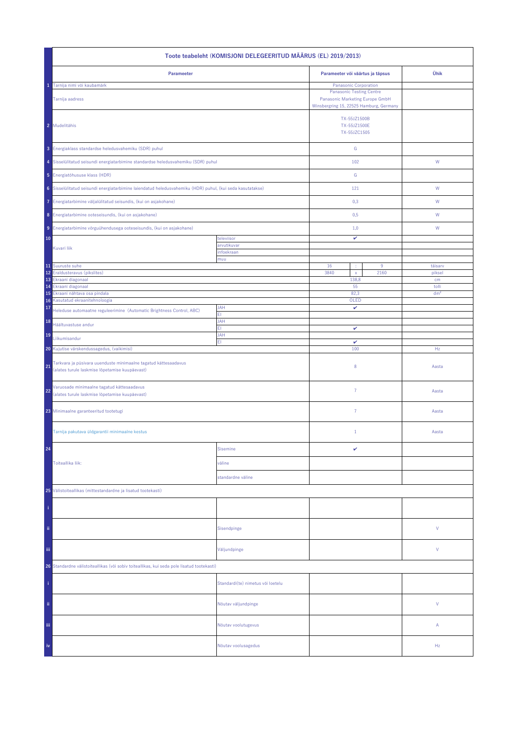| | Toote teabeleht (KOMISJONI DELEGEERITUD MÄÄRUS (EL) 2019/2013) | | | | |
|---|---|---|---|---|---|
| | **Parameeter** | | **Parameeter või väärtus ja täpsus** | | **Ühik** |
| 1 | Tarnija nimi või kaubamärk | | Panasonic Corporation | | |
| | Tarnija aadress | | Panasonic Testing Centre<br>Panasonic Marketing Europe GmbH<br>Winsbergring 15, 22525 Hamburg, Germany | | |
| 2 | Mudelitähis | | TX-55JZ1500B<br>TX-55JZ1500E<br>TX-55JZC1505 | | |
| 3 | Energiaklass standardse heledusvahemiku (SDR) puhul | | G | | |
| 4 | Sisselülitatud seisundi energiatarbimine standardse heledusvahemiku (SDR) puhul | | 102 | | W |
| 5 | Energiatõhususe klass (HDR) | | G | | |
| 6 | Sisselülitatud seisundi energiatarbimine laiendatud heledusvahemiku (HDR) puhul, (kui seda kasutatakse) | | 121 | | W |
| 7 | Energiatarbimine väljalülitatud seisundis, (kui on asjakohane) | | 0,3 | | W |
| 8 | Energiatarbimine ooteseisundis, (kui on asjakohane) | | 0,5 | | W |
| 9 | Energiatarbimine võrguühendusega ooteseisundis, (kui on asjakohane) | | 1,0 | | W |
| 10 | Kuvari liik | televiisor | ✔ | | |
| | | arvutikuvar | | | |
| | | infoekraan | | | |
| | | muu | | | |
| 11 | Suuruste suhe | | 16 : 9 | | täisarv |
| 12 | Eraldusteravus (pikslites) | | 3840 x 2160 | | piksel |
| 13 | Ekraani diagonaal | | 138,8 | | cm |
| 14 | Ekraani diagonaal | | 55 | | tolli |
| 15 | Ekraani nähtava osa pindala | | 82,3 | | dm² |
| 16 | Kasutatud ekraanitehnoloogia | | OLED | | |
| 17 | Heleduse automaatne reguleerimine (Automatic Brightness Control, ABC) | JAH | ✔ | | |
| | | EI | | | |
| 18 | Häältuvastuse andur | JAH | | | |
| | | EI | ✔ | | |
| 19 | Liikumisandur | JAH | | | |
| | | EI | ✔ | | |
| 20 | Kujutise värskendussagedus, (vaikimisi) | | 100 | | Hz |
| 21 | Tarkvara ja püsivara uuenduste minimaalne tagatud kättesaadavus (alates turule laskmise lõpetamise kuupäevast) | | 8 | | Aasta |
| 22 | Varuosade minimaalne tagatud kättesaadavus (alates turule laskmise lõpetamise kuupäevast) | | 7 | | Aasta |
| 23 | Minimaalne garanteeritud tootetugi | | 7 | | Aasta |
| | Tarnija pakutava üldgarantii minimaalne kestus | | 1 | | Aasta |
| 24 | Toiteallika liik: | Sisemine | ✔ | | |
| | | väline | | | |
| | | standardne väline | | | |
| 25 | Välistoiteallikas (mittestandardne ja lisatud tootekasti) | | | | |
| i | | | | | |
| ii | | Sisendpinge | | | V |
| iii | | Väljundpinge | | | V |
| 26 | Standardne välistoiteallikas (või sobiv toiteallikas, kui seda pole lisatud tootekasti) | | | | |
| i | | Standardi(te) nimetus või loetelu | | | |
| ii | | Nõutav väljundpinge | | | V |
| iii | | Nõutav voolutugevus | | | A |
| iv | | Nõutav voolusagedus | | | Hz |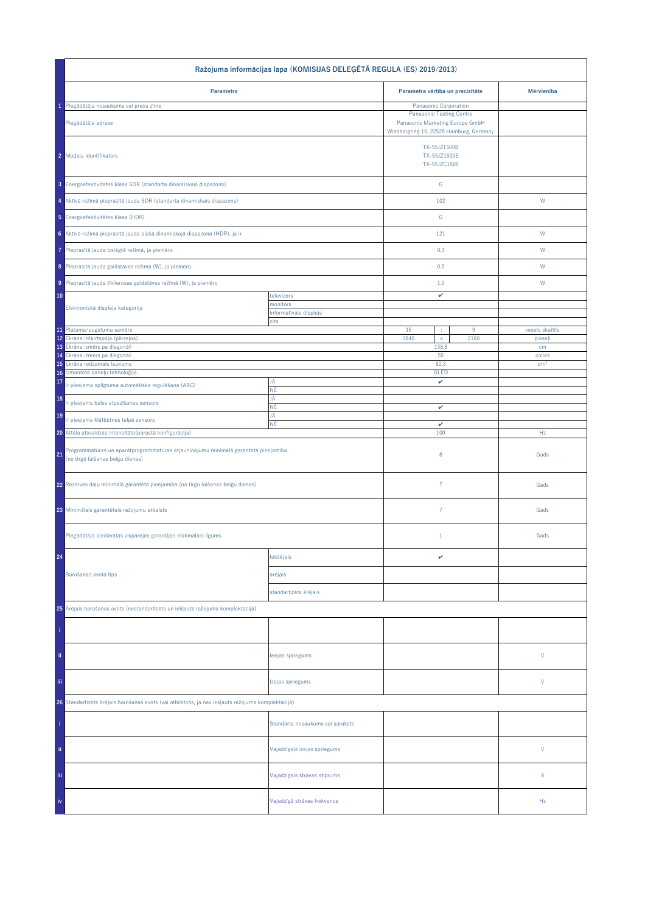| | Ražojuma informācijas lapa (KOMISIJAS DELEĢĒTĀ REGULA (ES) 2019/2013) | | | | | |
|---|---|---|---|---|---|---|
| | **Parametrs** | | **Parametra vērtība un precizitāte** | | | **Mērvienība** |
| 1 | Piegādātāja nosaukums vai preču zīme | | Panasonic Corporation | | | |
| | Piegādātāja adrese | | Panasonic Testing Centre<br>Panasonic Marketing Europe GmbH<br>Winsbergring 15, 22525 Hamburg, Germany | | | |
| 2 | Modeļa identifikators | | TX-55JZ1500B<br>TX-55JZ1500E<br>TX-55JZC1505 | | | |
| 3 | Energoefektivitātes klase SDR (standarta dinamiskais diapazons) | | G | | | |
| 4 | Aktīvā režīmā pieprasītā jauda SDR (standarta dinamiskais diapazons) | | 102 | | | W |
| 5 | Energoefektivitātes klase (HDR) | | G | | | |
| 6 | Aktīvā režīmā pieprasītā jauda plašā dinamiskajā diapazonā (HDR), ja ir | | 121 | | | W |
| 7 | Pieprasītā jauda izslēgtā režīmā, ja piemēro | | 0,3 | | | W |
| 8 | Pieprasītā jauda gaidstāves režīmā (W), ja piemēro | | 0,5 | | | W |
| 9 | Pieprasītā jauda tīklierosas gaidstāves režīmā (W), ja piemēro | | 1,0 | | | W |
| 10 | Elektroniskā displeja kategorija | televizors | ✔ | | | |
| | | monitors | | | | |
| | | informatīvais displejs | | | | |
| | | cits | | | | |
| 11 | Platuma/augstuma samērs | | 16 | : | 9 | vesels skaitlis |
| 12 | Ekrāna izšķirtspēja (pikseļos) | | 3840 | x | 2160 | pikseļi |
| 13 | Ekrāna izmērs pa diagonāli | | 138,8 | | | cm |
| 14 | Ekrāna izmērs pa diagonāli | | 55 | | | collas |
| 15 | Ekrāna redzamais laukums | | 82,3 | | | dm² |
| 16 | Izmantotā paneļu tehnoloģija | | OLED | | | |
| 17 | Ir pieejama spilgtuma automātiska regulēšana (ABC) | JĀ | ✔ | | | |
| | | NĒ | | | | |
| 18 | Ir pieejams balss atpazīšanas sensors | JĀ | | | | |
| | | NĒ | ✔ | | | |
| 19 | Ir pieejams klātbūtnes telpā sensors | JĀ | | | | |
| | | NĒ | ✔ | | | |
| 20 | Attēla atsvaidzes intensitāte(parastā konfigurācija) | | 100 | | | Hz |
| 21 | Programmatūras un aparātprogrammatūras atjauninājumu minimālā garantētā pieejamība (no tirgū laišanas beigu dienas) | | 8 | | | Gads |
| 22 | Rezerves daļu minimālā garantētā pieejamība (no tirgū laišanas beigu dienas) | | 7 | | | Gads |
| 23 | Minimālais garantētais ražojumu atbalsts | | 7 | | | Gads |
| | Piegādātāja piedāvātās vispārējās garantijas minimālais ilgums | | 1 | | | Gads |
| 24 | Barošanas avota tips | Iekšējais | ✔ | | | |
| | | ārējais | | | | |
| | | standartizēts ārējais | | | | |
| 25 | Ārējais barošanas avots (nestandartizēts un iekļauts ražojuma komplektācijā) | | | | | |
| i | | | | | | |
| ii | | Ieejas spriegums | | | | V |
| iii | | Izejas spriegums | | | | V |
| 26 | Standartizēts ārējais barošanas avots (vai atbilstošs, ja nav iekļauts ražojuma komplektācijā) | | | | | |
| i | | Standarta nosaukums vai saraksts | | | | |
| ii | | Vajadzīgais izejas spriegums | | | | V |
| iii | | Vajadzīgais strāvas stiprums | | | | A |
| iv | | Vajadzīgā strāvas frekvence | | | | Hz |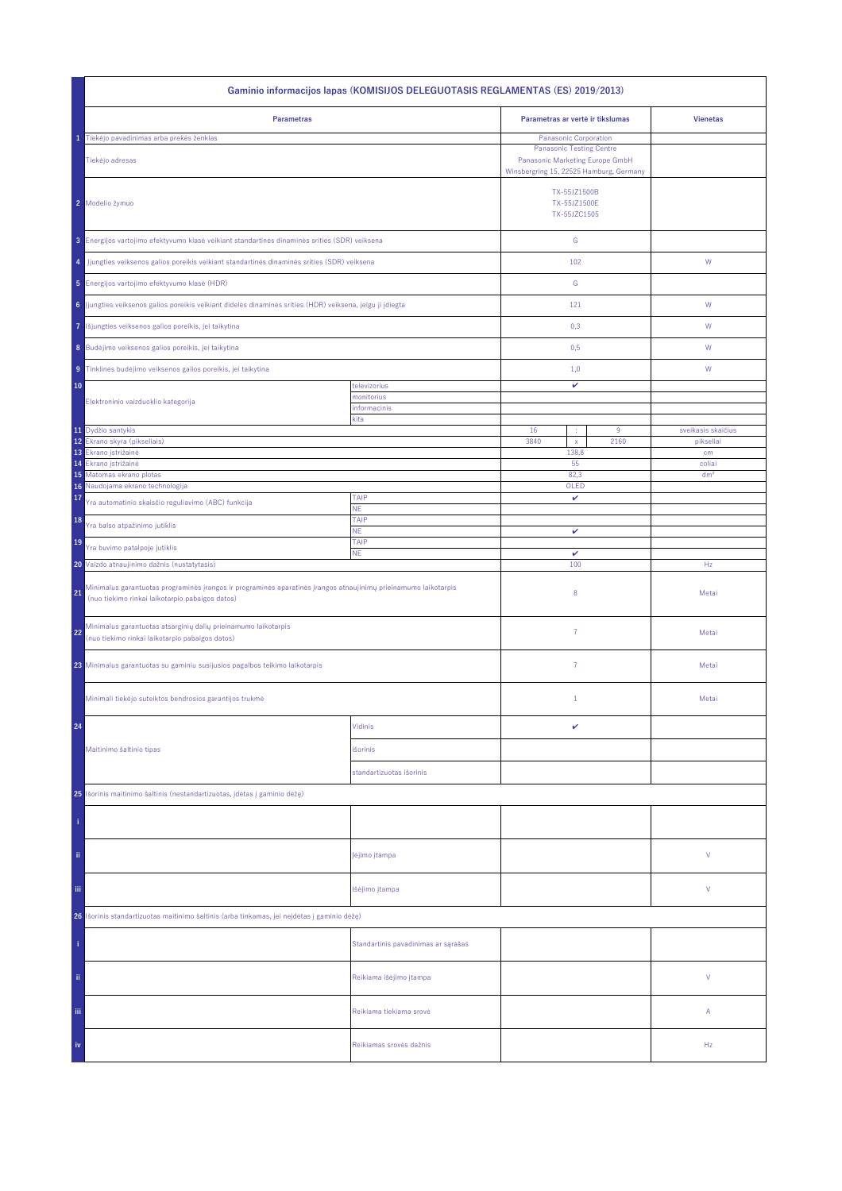| | Gaminio informacijos lapas (KOMISIJOS DELEGUOTASIS REGLAMENTAS (ES) 2019/2013) | | | |
|---|---|---|---|---|
| | **Parametras** | | **Parametras ar vertė ir tikslumas** | **Vienetas** |
| 1 | Tiekėjo pavadinimas arba prekės ženklas | | Panasonic Corporation | |
| | Tiekėjo adresas | | Panasonic Testing Centre<br>Panasonic Marketing Europe GmbH<br>Winsbergring 15, 22525 Hamburg, Germany | |
| 2 | Modelio žymuo | | TX-55JZ1500B<br>TX-55JZ1500E<br>TX-55JZC1505 | |
| 3 | Energijos vartojimo efektyvumo klasė veikiant standartinės dinaminės srities (SDR) veiksena | | G | |
| 4 | Įjungties veiksenos galios poreikis veikiant standartinės dinaminės srities (SDR) veiksena | | 102 | W |
| 5 | Energijos vartojimo efektyvumo klasė (HDR) | | G | |
| 6 | Įjungties veiksenos galios poreikis veikiant didelės dinaminės srities (HDR) veiksena, jeigu ji įdiegta | | 121 | W |
| 7 | Išjungties veiksenos galios poreikis, jei taikytina | | 0,3 | W |
| 8 | Budėjimo veiksenos galios poreikis, jei taikytina | | 0,5 | W |
| 9 | Tinklinės budėjimo veiksenos galios poreikis, jei taikytina | | 1,0 | W |
| 10 | Elektroninio vaizduoklio kategorija | televizorius | ✔ | |
| | | monitorius | | |
| | | informacinis | | |
| | | kita | | |
| 11 | Dydžio santykis | | 16 : 9 | sveikasis skaičius |
| 12 | Ekrano skyra (pikseliais) | | 3840 x 2160 | pikseliai |
| 13 | Ekrano įstrižainė | | 138,8 | cm |
| 14 | Ekrano įstrižainė | | 55 | coliai |
| 15 | Matomas ekrano plotas | | 82,3 | dm² |
| 16 | Naudojama ekrano technologija | | OLED | |
| 17 | Yra automatinio skaisčio reguliavimo (ABC) funkcija | TAIP | ✔ | |
| | | NE | | |
| 18 | Yra balso atpažinimo jutiklis | TAIP | | |
| | | NE | ✔ | |
| 19 | Yra buvimo patalpoje jutiklis | TAIP | | |
| | | NE | ✔ | |
| 20 | Vaizdo atnaujinimo dažnis (nustatytasis) | | 100 | Hz |
| 21 | Minimalus garantuotas programinės įrangos ir programinės aparatinės įrangos atnaujinimų prieinamumo laikotarpis (nuo tiekimo rinkai laikotarpio pabaigos datos) | | 8 | Metai |
| 22 | Minimalus garantuotas atsarginių dalių prieinamumo laikotarpis (nuo tiekimo rinkai laikotarpio pabaigos datos) | | 7 | Metai |
| 23 | Minimalus garantuotas su gaminiu susijusios pagalbos teikimo laikotarpis | | 7 | Metai |
| | Minimali tiekėjo suteiktos bendrosios garantijos trukmė | | 1 | Metai |
| 24 | Maitinimo šaltinio tipas | vidinis | ✔ | |
| | | išorinis | | |
| | | standartizuotas išorinis | | |
| 25 | Išorinis maitinimo šaltinis (nestandartizuotas, įdėtas į gaminio dėžę) | | | |
| i | | | | |
| ii | | Įėjimo įtampa | | V |
| iii | | Išėjimo įtampa | | V |
| 26 | Išorinis standartizuotas maitinimo šaltinis (arba tinkamas, jei neįdėtas į gaminio dėžę) | | | |
| i | | Standartinis pavadinimas ar sąrašas | | |
| ii | | Reikiama išėjimo įtampa | | V |
| iii | | Reikiama tiekiama srovė | | A |
| iv | | Reikiamas srovės dažnis | | Hz |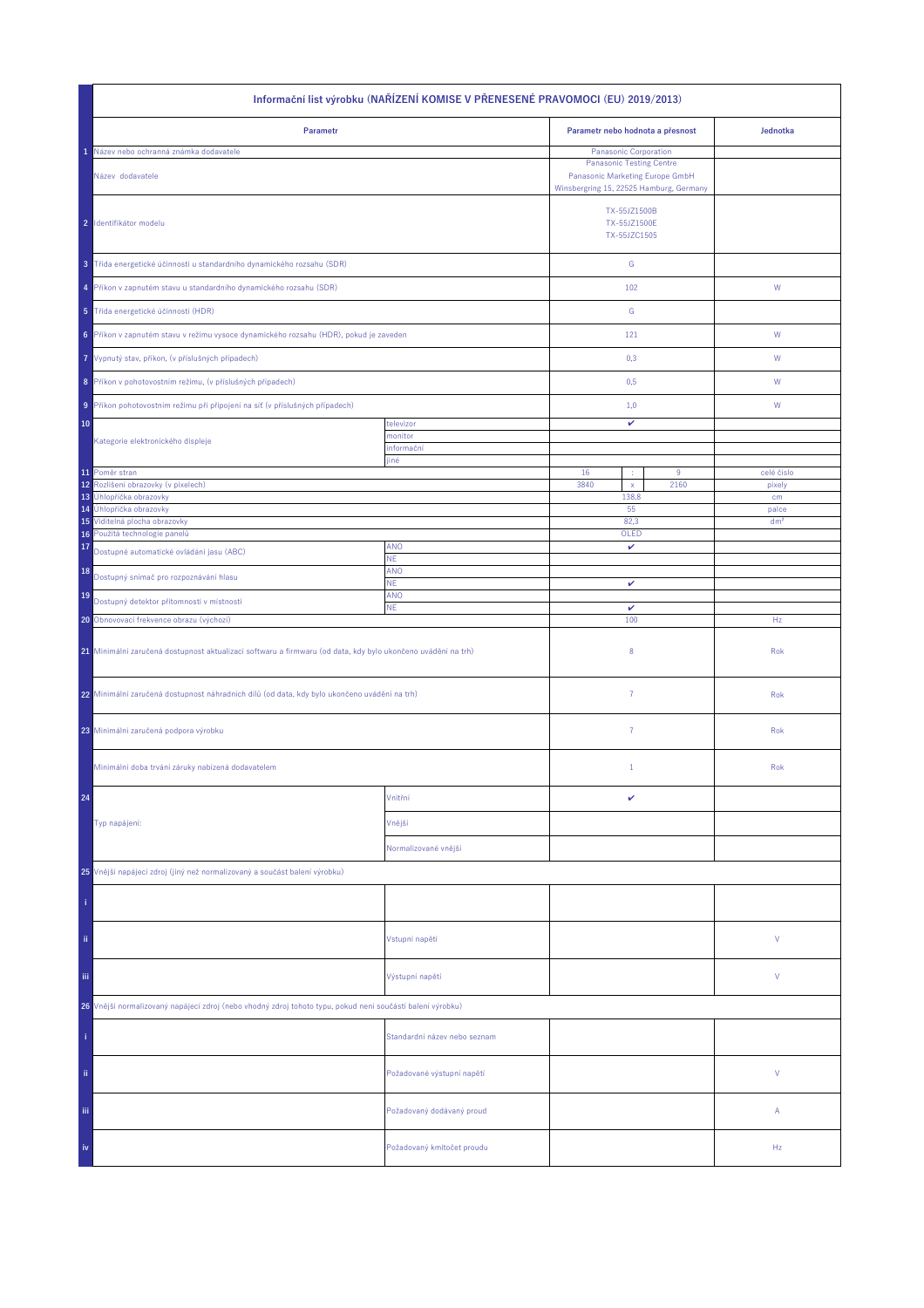| | Informační list výrobku (NAŘÍZENÍ KOMISE V PŘENESENÉ PRAVOMOCI (EU) 2019/2013) | | | | | |
|---|---|---|---|---|---|---|
| | **Parametr** | | **Parametr nebo hodnota a přesnost** | | | **Jednotka** |
| 1 | Název nebo ochranná známka dodavatele | | Panasonic Corporation | | | |
| | Název dodavatele | | Panasonic Testing Centre<br>Panasonic Marketing Europe GmbH<br>Winsbergring 15, 22525 Hamburg, Germany | | | |
| 2 | Identifikátor modelu | | TX-55JZ1500B<br>TX-55JZ1500E<br>TX-55JZC1505 | | | |
| 3 | Třída energetické účinnosti u standardního dynamického rozsahu (SDR) | | G | | | |
| 4 | Příkon v zapnutém stavu u standardního dynamického rozsahu (SDR) | | 102 | | | W |
| 5 | Třída energetické účinnosti (HDR) | | G | | | |
| 6 | Příkon v zapnutém stavu v režimu vysoce dynamického rozsahu (HDR), pokud je zaveden | | 121 | | | W |
| 7 | Vypnutý stav, příkon, (v příslušných případech) | | 0,3 | | | W |
| 8 | Příkon v pohotovostním režimu, (v příslušných případech) | | 0,5 | | | W |
| 9 | Příkon pohotovostním režimu při připojení na síť (v příslušných případech) | | 1,0 | | | W |
| 10 | Kategorie elektronického displeje | televizor | ✔ | | | |
| | | monitor | | | | |
| | | informační | | | | |
| | | jiné | | | | |
| 11 | Poměr stran | | 16 | : | 9 | celé číslo |
| 12 | Rozlišení obrazovky (v pixelech) | | 3840 | x | 2160 | pixely |
| 13 | Úhlopříčka obrazovky | | 138,8 | | | cm |
| 14 | Úhlopříčka obrazovky | | 55 | | | palce |
| 15 | Viditelná plocha obrazovky | | 82,3 | | | dm² |
| 16 | Použitá technologie panelů | | OLED | | | |
| 17 | Dostupné automatické ovládání jasu (ABC) | ANO | ✔ | | | |
| | | NE | | | | |
| 18 | Dostupný snímač pro rozpoznávání hlasu | ANO | | | | |
| | | NE | ✔ | | | |
| 19 | Dostupný detektor přítomnosti v místnosti | ANO | | | | |
| | | NE | ✔ | | | |
| 20 | Obnovovací frekvence obrazu (výchozí) | | 100 | | | Hz |
| 21 | Minimální zaručená dostupnost aktualizací softwaru a firmwaru (od data, kdy bylo ukončeno uvádění na trh) | | 8 | | | Rok |
| 22 | Minimální zaručená dostupnost náhradních dílů (od data, kdy bylo ukončeno uvádění na trh) | | 7 | | | Rok |
| 23 | Minimální zaručená podpora výrobku | | 7 | | | Rok |
| | Minimální doba trvání záruky nabízená dodavatelem | | 1 | | | Rok |
| 24 | Typ napájení: | Vnitřní | ✔ | | | |
| | | Vnější | | | | |
| | | Normalizované vnější | | | | |
| 25 | Vnější napájecí zdroj (jiný než normalizovaný a součást balení výrobku) | | | | | |
| i | | | | | | |
| ii | | Vstupní napětí | | | | V |
| iii | | Výstupní napětí | | | | V |
| 26 | Vnější normalizovaný napájecí zdroj (nebo vhodný zdroj tohoto typu, pokud není součástí balení výrobku) | | | | | |
| i | | Standardní název nebo seznam | | | | |
| ii | | Požadované výstupní napětí | | | | V |
| iii | | Požadovaný dodávaný proud | | | | A |
| iv | | Požadovaný kmitočet proudu | | | | Hz |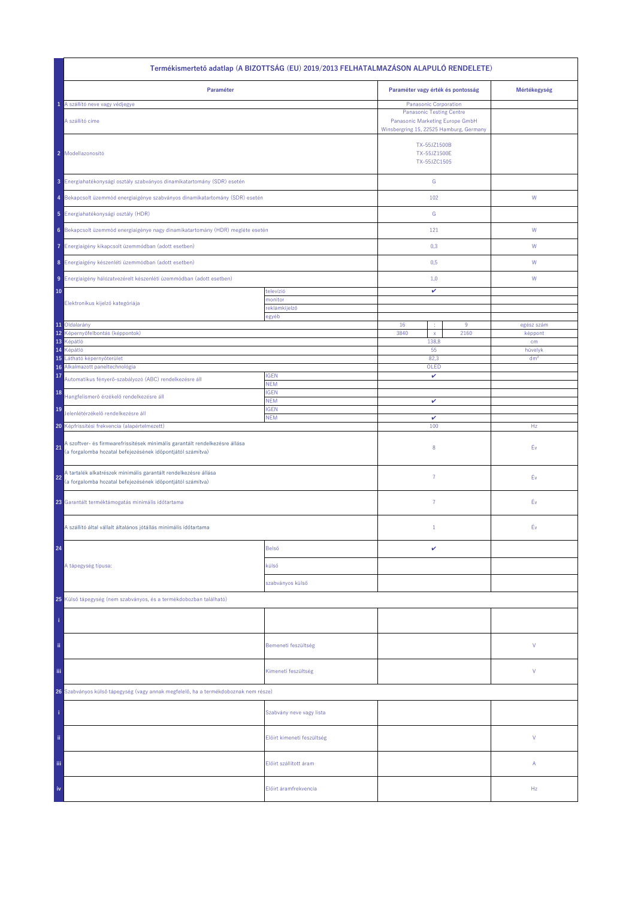| | Termékismertető adatlap (A BIZOTTSÁG (EU) 2019/2013 FELHATALMAZÁSON ALAPULÓ RENDELETE) | | | | | |
|---|---|---|---|---|---|---|
| | **Paraméter** | | **Paraméter vagy érték és pontosság** | | | **Mértékegység** |
| 1 | A szállító neve vagy védjegye | | Panasonic Corporation | | | |
| | A szállító címe | | Panasonic Testing Centre<br>Panasonic Marketing Europe GmbH<br>Winsbergring 15, 22525 Hamburg, Germany | | | |
| 2 | Modellazonosító | | TX-55JZ1500B<br>TX-55JZ1500E<br>TX-55JZC1505 | | | |
| 3 | Energiahatékonysági osztály szabványos dinamikatartomány (SDR) esetén | | G | | | |
| 4 | Bekapcsolt üzemmód energiaigénye szabványos dinamikatartomány (SDR) esetén | | 102 | | | W |
| 5 | Energiahatékonysági osztály (HDR) | | G | | | |
| 6 | Bekapcsolt üzemmód energiaigénye nagy dinamikatartomány (HDR) megléte esetén | | 121 | | | W |
| 7 | Energiaigény kikapcsolt üzemmódban (adott esetben) | | 0,3 | | | W |
| 8 | Energiaigény készenléti üzemmódban (adott esetben) | | 0,5 | | | W |
| 9 | Energiaigény hálózatvezérelt készenléti üzemmódban (adott esetben) | | 1,0 | | | W |
| 10 | Elektronikus kijelző kategóriája | televízió | ✔ | | | |
| | | monitor | | | | |
| | | reklámkijelző | | | | |
| | | egyéb | | | | |
| 11 | Oldalarány | | 16 | : | 9 | egész szám |
| 12 | Képernyőfelbontás (képpontok) | | 3840 | x | 2160 | képpont |
| 13 | Képátló | | 138,8 | | | cm |
| 14 | Képátló | | 55 | | | hüvelyk |
| 15 | Látható képernyőterület | | 82,3 | | | dm² |
| 16 | Alkalmazott paneltechnológia | | OLED | | | |
| 17 | Automatikus fényerő-szabályozó (ABC) rendelkezésre áll | IGEN | ✔ | | | |
| | | NEM | | | | |
| 18 | Hangfelismerő érzékelő rendelkezésre áll | IGEN | | | | |
| | | NEM | ✔ | | | |
| 19 | Jelenlétérzékelő rendelkezésre áll | IGEN | | | | |
| | | NEM | ✔ | | | |
| 20 | Képfrissítési frekvencia (alapértelmezett) | | 100 | | | Hz |
| 21 | A szoftver- és firmwarefrissítések minimális garantált rendelkezésre állása<br>(a forgalomba hozatal befejezésének időpontjától számítva) | | 8 | | | Év |
| 22 | A tartalék alkatrészek minimális garantált rendelkezésre állása<br>(a forgalomba hozatal befejezésének időpontjától számítva) | | 7 | | | Év |
| 23 | Garantált terméktámogatás minimális időtartama | | 7 | | | Év |
| | A szállító által vállalt általános jótállás minimális időtartama | | 1 | | | Év |
| 24 | A tápegység típusa: | Belső | ✔ | | | |
| | | külső | | | | |
| | | szabványos külső | | | | |
| 25 | Külső tápegység (nem szabványos, és a termékdobozban található) | | | | | |
| i | | | | | | |
| ii | | Bemeneti feszültség | | | | V |
| iii | | Kimeneti feszültség | | | | V |
| 26 | Szabványos külső tápegység (vagy annak megfelelő, ha a termékdoboznak nem része) | | | | | |
| i | | Szabvány neve vagy lista | | | | |
| ii | | Előírt kimeneti feszültség | | | | V |
| iii | | Előírt szállított áram | | | | A |
| iv | | Előírt áramfrekvencia | | | | Hz |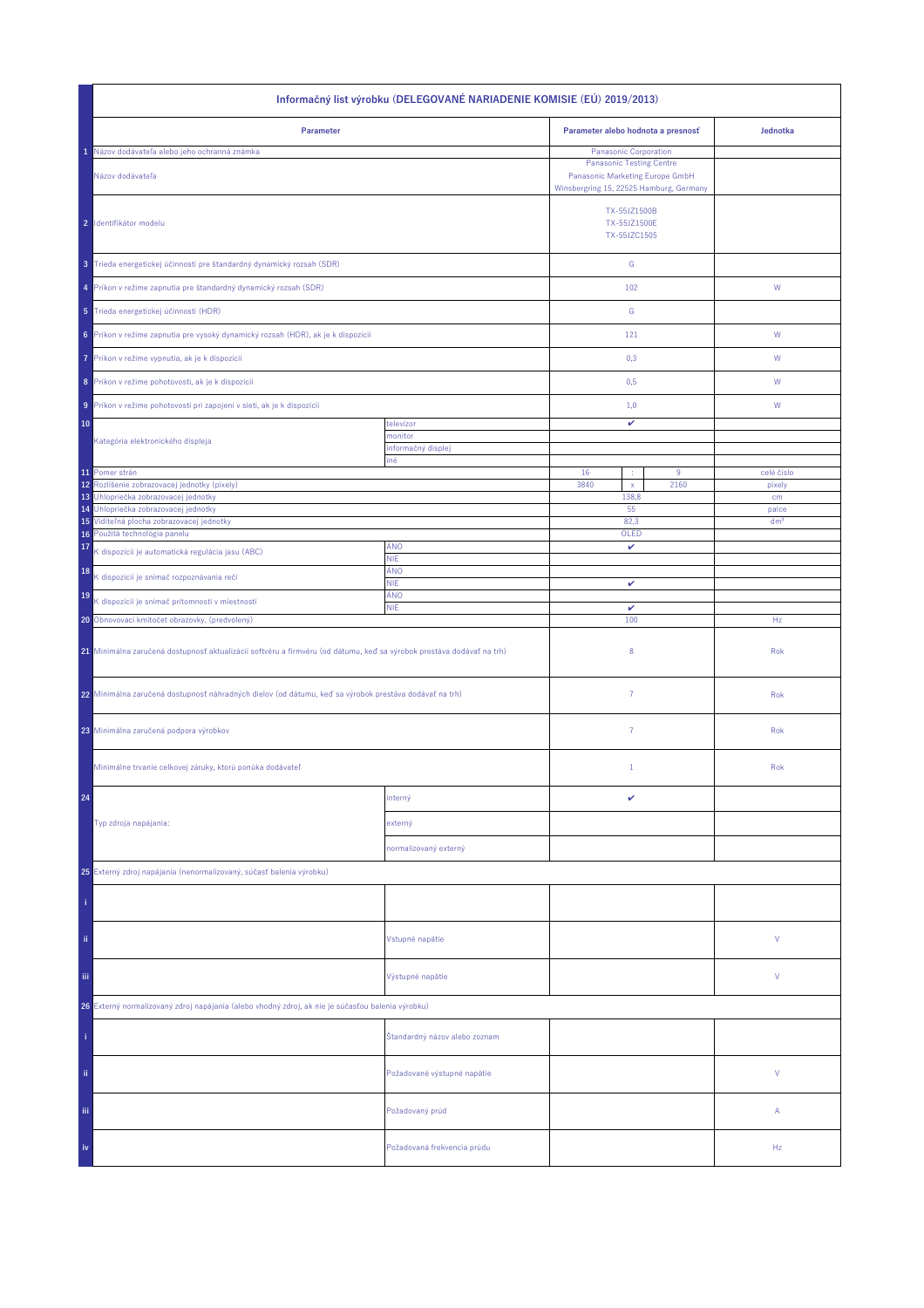| | Informačný list výrobku (DELEGOVANÉ NARIADENIE KOMISIE (EÚ) 2019/2013) | | | | | |
|---|---|---|---|---|---|---|
| | **Parameter** | | **Parameter alebo hodnota a presnosť** | | | **Jednotka** |
| 1 | Názov dodávateľa alebo jeho ochranná známka | | Panasonic Corporation | | | |
| | Názov dodávateľa | | Panasonic Testing Centre<br>Panasonic Marketing Europe GmbH<br>Winsbergring 15, 22525 Hamburg, Germany | | | |
| 2 | Identifikátor modelu | | TX-55JZ1500B<br>TX-55JZ1500E<br>TX-55JZC1505 | | | |
| 3 | Trieda energetickej účinnosti pre štandardný dynamický rozsah (SDR) | | G | | | |
| 4 | Príkon v režime zapnutia pre štandardný dynamický rozsah (SDR) | | 102 | | | W |
| 5 | Trieda energetickej účinnosti (HDR) | | G | | | |
| 6 | Príkon v režime zapnutia pre vysoký dynamický rozsah (HDR), ak je k dispozícii | | 121 | | | W |
| 7 | Príkon v režime vypnutia, ak je k dispozícii | | 0,3 | | | W |
| 8 | Príkon v režime pohotovosti, ak je k dispozícii | | 0,5 | | | W |
| 9 | Príkon v režime pohotovosti pri zapojení v sieti, ak je k dispozícii | | 1,0 | | | W |
| 10 | Kategória elektronického displeja | televízor | ✔ | | | |
| | | monitor | | | | |
| | | informačný displej | | | | |
| | | iné | | | | |
| 11 | Pomer strán | | 16 | : | 9 | celé číslo |
| 12 | Rozlíšenie zobrazovacej jednotky (pixely) | | 3840 | x | 2160 | pixely |
| 13 | Uhlopriečka zobrazovacej jednotky | | 138,8 | | | cm |
| 14 | Uhlopriečka zobrazovacej jednotky | | 55 | | | palce |
| 15 | Viditeľná plocha zobrazovacej jednotky | | 82,3 | | | dm² |
| 16 | Použitá technológia panelu | | OLED | | | |
| 17 | K dispozícii je automatická regulácia jasu (ABC) | ÁNO | ✔ | | | |
| | | NIE | | | | |
| 18 | K dispozícii je snímač rozpoznávania reči | ÁNO | | | | |
| | | NIE | ✔ | | | |
| 19 | K dispozícii je snímač prítomnosti v miestnosti | ÁNO | | | | |
| | | NIE | ✔ | | | |
| 20 | Obnovovací kmitočet obrazovky, (predvolený) | | 100 | | | Hz |
| 21 | Minimálna zaručená dostupnosť aktualizácií softvéru a firmvéru (od dátumu, keď sa výrobok prestáva dodávať na trh) | | 8 | | | Rok |
| 22 | Minimálna zaručená dostupnosť náhradných dielov (od dátumu, keď sa výrobok prestáva dodávať na trh) | | 7 | | | Rok |
| 23 | Minimálna zaručená podpora výrobkov | | 7 | | | Rok |
| | Minimálne trvanie celkovej záruky, ktorú ponúka dodávateľ | | 1 | | | Rok |
| 24 | Typ zdroja napájania: | interný | ✔ | | | |
| | | externý | | | | |
| | | normalizovaný externý | | | | |
| 25 | Externý zdroj napájania (nenormalizovaný, súčasť balenia výrobku) | | | | | |
| i | | | | | | |
| ii | | Vstupné napätie | | | | V |
| iii | | Výstupné napätie | | | | V |
| 26 | Externý normalizovaný zdroj napájania (alebo vhodný zdroj), ak nie je súčasťou balenia výrobku) | | | | | |
| i | | Štandardný názov alebo zoznam | | | | |
| ii | | Požadované výstupné napätie | | | | V |
| iii | | Požadovaný prúd | | | | A |
| iv | | Požadovaná frekvencia prúdu | | | | Hz |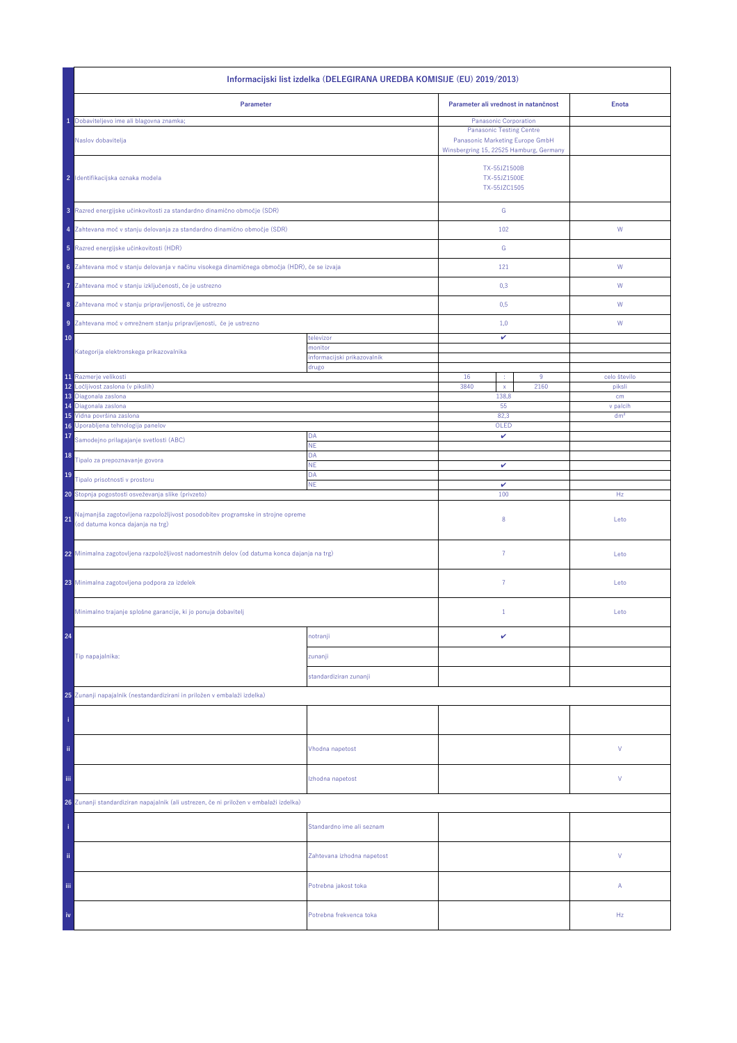| | Informacijski list izdelka (DELEGIRANA UREDBA KOMISIJE (EU) 2019/2013) | | | | | |
|---|---|---|---|---|---|---|
| | **Parameter** | | **Parameter ali vrednost in natančnost** | | | **Enota** |
| 1 | Dobaviteljevo ime ali blagovna znamka: | | Panasonic Corporation | | | |
| | Naslov dobavitelja | | Panasonic Testing Centre<br>Panasonic Marketing Europe GmbH<br>Winsbergring 15, 22525 Hamburg, Germany | | | |
| 2 | Identifikacijska oznaka modela | | TX-55JZ1500B<br>TX-55JZ1500E<br>TX-55JZC1505 | | | |
| 3 | Razred energijske učinkovitosti za standardno dinamično območje (SDR) | | G | | | |
| 4 | Zahtevana moč v stanju delovanja za standardno dinamično območje (SDR) | | 102 | | | W |
| 5 | Razred energijske učinkovitosti (HDR) | | G | | | |
| 6 | Zahtevana moč v stanju delovanja v načinu visokega dinamičnega območja (HDR), če se izvaja | | 121 | | | W |
| 7 | Zahtevana moč v stanju izključenosti, če je ustrezno | | 0,3 | | | W |
| 8 | Zahtevana moč v stanju pripravljenosti, če je ustrezno | | 0,5 | | | W |
| 9 | Zahtevana moč v omrežnem stanju pripravljenosti, če je ustrezno | | 1,0 | | | W |
| 10 | Kategorija elektronskega prikazovalnika | televizor | ✔ | | | |
| | | monitor | | | | |
| | | informacijski prikazovalnik | | | | |
| | | drugo | | | | |
| 11 | Razmerje velikosti | | 16 | : | 9 | celo število |
| 12 | Ločljivost zaslona (v pikslih) | | 3840 | x | 2160 | piksli |
| 13 | Diagonala zaslona | | 138,8 | | | cm |
| 14 | Diagonala zaslona | | 55 | | | v palcih |
| 15 | Vidna površina zaslona | | 82,3 | | | dm² |
| 16 | Uporabljena tehnologija panelov | | OLED | | | |
| 17 | Samodejno prilagajanje svetlosti (ABC) | DA | ✔ | | | |
| | | NE | | | | |
| 18 | Tipalo za prepoznavanje govora | DA | | | | |
| | | NE | ✔ | | | |
| 19 | Tipalo prisotnosti v prostoru | DA | | | | |
| | | NE | ✔ | | | |
| 20 | Stopnja pogostosti osveževanja slike (privzeto) | | 100 | | | Hz |
| 21 | Najmanjša zagotovljena razpoložljivost posodobitev programske in strojne opreme (od datuma konca dajanja na trg) | | 8 | | | Leto |
| 22 | Minimalna zagotovljena razpoložljivost nadomestnih delov (od datuma konca dajanja na trg) | | 7 | | | Leto |
| 23 | Minimalna zagotovljena podpora za izdelek | | 7 | | | Leto |
| | Minimalno trajanje splošne garancije, ki jo ponuja dobavitelj | | 1 | | | Leto |
| 24 | Tip napajalnika: | notranji | ✔ | | | |
| | | zunanji | | | | |
| | | standardiziran zunanji | | | | |
| 25 | Zunanji napajalnik (nestandardizirani in priložen v embalaži izdelka) | | | | | |
| i | | | | | | |
| ii | | Vhodna napetost | | | | V |
| iii | | Izhodna napetost | | | | V |
| 26 | Zunanji standardiziran napajalnik (ali ustrezen, če ni priložen v embalaži izdelka) | | | | | |
| i | | Standardno ime ali seznam | | | | |
| ii | | Zahtevana izhodna napetost | | | | V |
| iii | | Potrebna jakost toka | | | | A |
| iv | | Potrebna frekvenca toka | | | | Hz |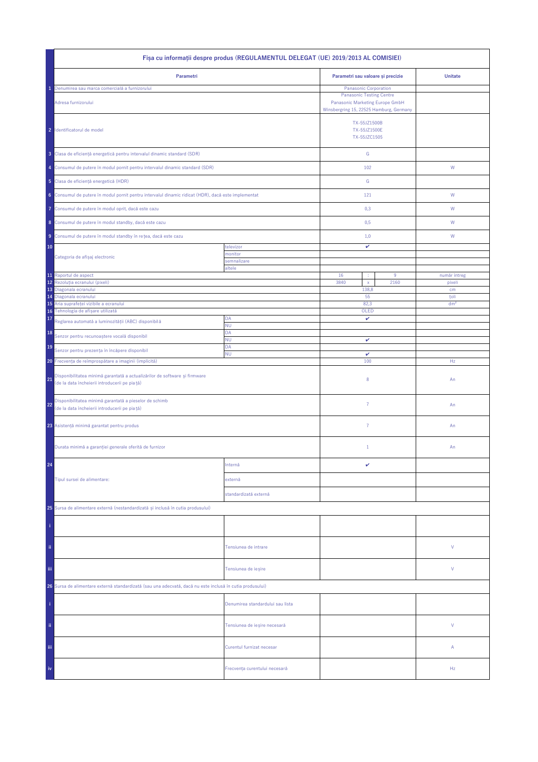| | Fișa cu informații despre produs (REGULAMENTUL DELEGAT (UE) 2019/2013 AL COMISIEI) | | | | | |
|---|---|---|---|---|---|---|
| | **Parametri** | | **Parametri sau valoare și precizie** | | | **Unitate** |
| 1 | Denumirea sau marca comercială a furnizorului | | Panasonic Corporation | | | |
| | Adresa furnizorului | | Panasonic Testing Centre<br>Panasonic Marketing Europe GmbH<br>Winsbergring 15, 22525 Hamburg, Germany | | | |
| 2 | Identificatorul de model | | TX-55JZ1500B<br>TX-55JZ1500E<br>TX-55JZC1505 | | | |
| 3 | Clasa de eficiență energetică pentru intervalul dinamic standard (SDR) | | G | | | |
| 4 | Consumul de putere în modul pornit pentru intervalul dinamic standard (SDR) | | 102 | | | W |
| 5 | Clasa de eficiență energetică (HDR) | | G | | | |
| 6 | Consumul de putere în modul pornit pentru intervalul dinamic ridicat (HDR), dacă este implementat | | 121 | | | W |
| 7 | Consumul de putere în modul oprit, dacă este cazu | | 0,3 | | | W |
| 8 | Consumul de putere în modul standby, dacă este cazu | | 0,5 | | | W |
| 9 | Consumul de putere în modul standby în rețea, dacă este cazu | | 1,0 | | | W |
| 10 | Categoria de afișaj electronic | televizor | ✔ | | | |
| | | monitor | | | | |
| | | semnalizare | | | | |
| | | altele | | | | |
| 11 | Raportul de aspect | | 16 | : | 9 | număr întreg |
| 12 | Rezoluția ecranului (pixeli) | | 3840 | x | 2160 | pixeli |
| 13 | Diagonala ecranului | | 138,8 | | | cm |
| 14 | Diagonala ecranului | | 55 | | | țoli |
| 15 | Aria suprafeței vizibile a ecranului | | 82,3 | | | dm² |
| 16 | Tehnologia de afișare utilizată | | OLED | | | |
| 17 | Reglarea automată a luminozității (ABC) disponibilă | DA | ✔ | | | |
| | | NU | | | | |
| 18 | Senzor pentru recunoaștere vocală disponibil | DA | | | | |
| | | NU | ✔ | | | |
| 19 | Senzor pentru prezența în încăpere disponibil | DA | | | | |
| | | NU | ✔ | | | |
| 20 | Frecvența de reîmprospătare a imaginii (implicită) | | 100 | | | Hz |
| 21 | Disponibilitatea minimă garantată a actualizărilor de software și firmware<br>(de la data încheierii introducerii pe piață) | | 8 | | | An |
| 22 | Disponibilitatea minimă garantată a pieselor de schimb<br>(de la data încheierii introducerii pe piață) | | 7 | | | An |
| 23 | Asistență minimă garantat pentru produs | | 7 | | | An |
| | Durata minimă a garanției generale oferită de furnizor | | 1 | | | An |
| 24 | Tipul sursei de alimentare: | Internă | ✔ | | | |
| | | externă | | | | |
| | | standardizată externă | | | | |
| 25 | Sursa de alimentare externă (nestandardizată și inclusă în cutia produsului) | | | | | |
| i | | | | | | |
| ii | | Tensiunea de intrare | | | | V |
| iii | | Tensiunea de ieșire | | | | V |
| 26 | Sursa de alimentare externă standardizată (sau una adecvată, dacă nu este inclusă în cutia produsului) | | | | | |
| i | | Denumirea standardului sau lista | | | | |
| ii | | Tensiunea de ieșire necesară | | | | V |
| iii | | Curentul furnizat necesar | | | | A |
| iv | | Frecvența curentului necesară | | | | Hz |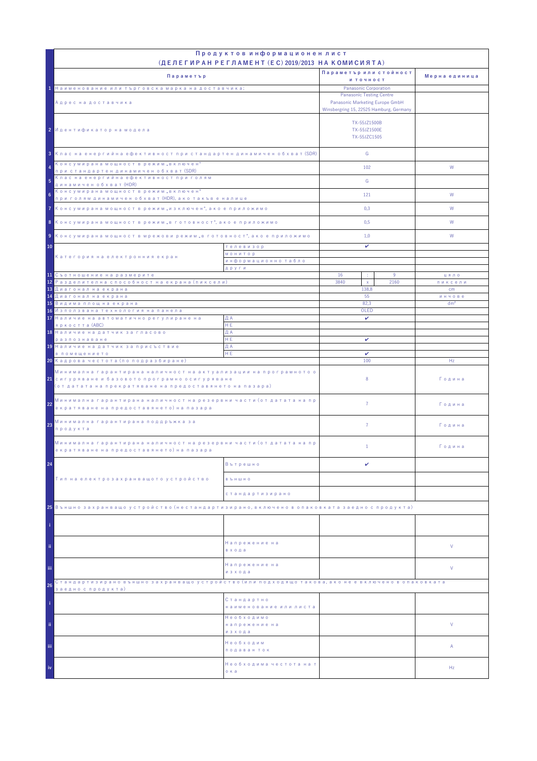# Продуктов информационен лист
## (ДЕЛЕГИРАН РЕГЛАМЕНТ (ЕС) 2019/2013 НА КОМИСИЯТА)

| | Параметър | | Параметър или стойност и точност | | | Мерна единица |
|---|---|---|---|---|---|---|
| 1 | Наименование или търговска марка на доставчика: | | Panasonic Corporation | | | |
| | Адрес на доставчика | | Panasonic Testing Centre<br>Panasonic Marketing Europe GmbH<br>Winsbergring 15, 22525 Hamburg, Germany | | | |
| 2 | Идентификатор на модела | | TX-55JZ1500B<br>TX-55JZ1500E<br>TX-55JZC1505 | | | |
| 3 | Клас на енергийна ефективност при стандартен динамичен обхват (SDR) | | G | | | |
| 4 | Консумирана мощност в режим „включен" при стандартен динамичен обхват (SDR) | | 102 | | | W |
| 5 | Клас на енергийна ефективност при голям динамичен обхват (HDR) | | G | | | |
| 6 | Консумирана мощност в режим „включен" при голям динамичен обхват (HDR), ако такъв е налице | | 121 | | | W |
| 7 | Консумирана мощност в режим „изключен", ако е приложимо | | 0,3 | | | W |
| 8 | Консумирана мощност в режим „в готовност", ако е приложимо | | 0,5 | | | W |
| 9 | Консумирана мощност в мрежови режим „в готовност", ако е приложимо | | 1,0 | | | W |
| 10 | Категория на електронния екран | телевизор | ✔ | | | |
| | | монитор | | | | |
| | | информационно табло | | | | |
| | | други | | | | |
| 11 | Съотношение на размерите | | 16 | : | 9 | цяло |
| 12 | Разделителна способност на екрана (пиксели) | | 3840 | x | 2160 | пиксели |
| 13 | Диагонал на екрана | | 138,8 | | | cm |
| 14 | Диагонал на екрана | | 55 | | | инчове |
| 15 | Видима площ на екрана | | 82,3 | | | dm² |
| 16 | Използвана технология на панела | | OLED | | | |
| 17 | Наличие на автоматично регулиране на яркостта (ABC) | ДА | ✔ | | | |
| | | НЕ | | | | |
| 18 | Наличие на датчик за гласово разпознаване | ДА | | | | |
| | | НЕ | ✔ | | | |
| 19 | Наличие на датчик за присъствие в помещението | ДА | | | | |
| | | НЕ | ✔ | | | |
| 20 | Кадрова честота (по подразбиране) | | 100 | | | Hz |
| 21 | Минимална гарантирана наличност на актуализации на програмното осигуряване и базовото програмно осигуряване (от датата на прекратяване на предоставянето на пазара) | | 8 | | | Година |
| 22 | Минимална гарантирана наличност на резервни части (от датата на прекратяване на предоставянето) на пазара | | 7 | | | Година |
| 23 | Минимална гарантирана поддръжка за продукта | | 7 | | | Година |
| | Минимална гарантирана наличност на резервни части (от датата на прекратяване на предоставянето) на пазара | | 1 | | | Година |
| 24 | Тип на електрозахранващото устройство | Вътрешно | ✔ | | | |
| | | външно | | | | |
| | | стандартизирано | | | | |
| 25 | Външно захранващо устройство (нестандартизирано, включено в опаковката заедно с продукта) | | | | | |
| i | | | | | | |
| ii | | Напрежение на входа | | | | V |
| iii | | Напрежение на изхода | | | | V |
| 26 | Стандартизирано външно захранващо устройство (или подходящо такова, ако не е включено в опаковката заедно с продукта) | | | | | |
| i | | Стандартно наименование или листа | | | | |
| ii | | Необходимо напрежение на изхода | | | | V |
| iii | | Необходим подаван ток | | | | A |
| iv | | Необходима честота на тока | | | | Hz |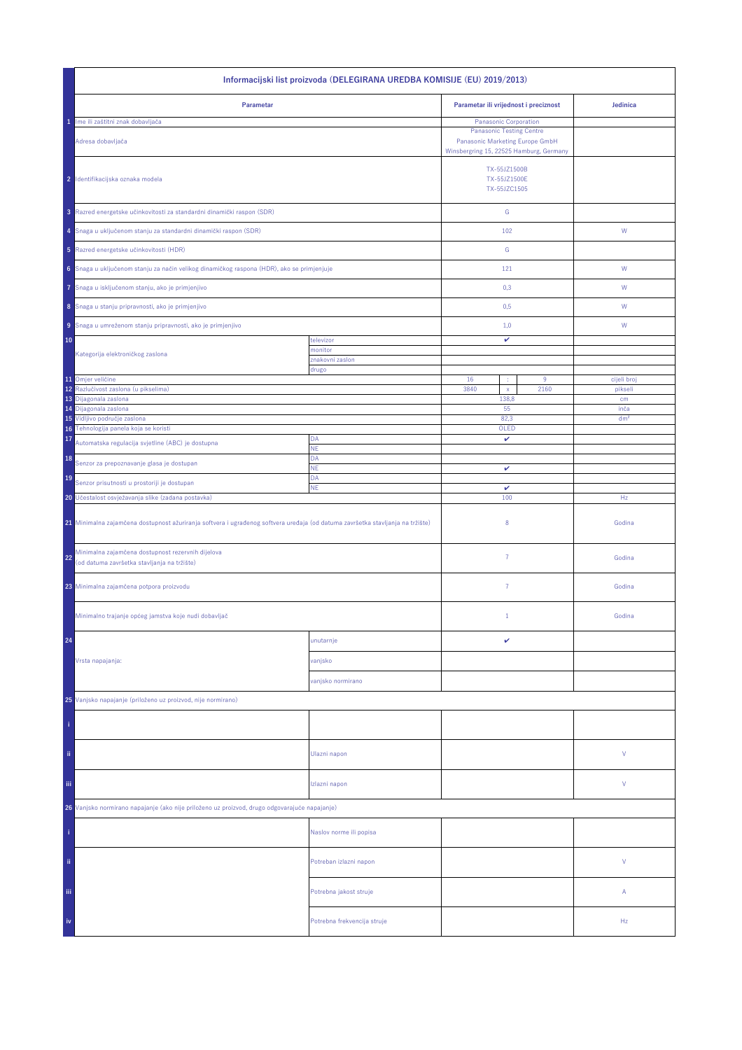| | Informacijski list proizvoda (DELEGIRANA UREDBA KOMISIJE (EU) 2019/2013) | | | | | |
|---|---|---|---|---|---|---|
| | **Parametar** | | **Parametar ili vrijednost i preciznost** | | | **Jedinica** |
| 1 | Ime ili zaštitni znak dobavljača | | Panasonic Corporation | | | |
| | Adresa dobavljača | | Panasonic Testing Centre<br>Panasonic Marketing Europe GmbH<br>Winsbergring 15, 22525 Hamburg, Germany | | | |
| 2 | Identifikacijska oznaka modela | | TX-55JZ1500B<br>TX-55JZ1500E<br>TX-55JZC1505 | | | |
| 3 | Razred energetske učinkovitosti za standardni dinamički raspon (SDR) | | G | | | |
| 4 | Snaga u uključenom stanju za standardni dinamički raspon (SDR) | | 102 | | | W |
| 5 | Razred energetske učinkovitosti (HDR) | | G | | | |
| 6 | Snaga u uključenom stanju za način velikog dinamičkog raspona (HDR), ako se primjenjuje | | 121 | | | W |
| 7 | Snaga u isključenom stanju, ako je primjenjivo | | 0,3 | | | W |
| 8 | Snaga u stanju pripravnosti, ako je primjenjivo | | 0,5 | | | W |
| 9 | Snaga u umreženom stanju pripravnosti, ako je primjenjivo | | 1,0 | | | W |
| 10 | Kategorija elektroničkog zaslona | televizor | ✔ | | | |
| | | monitor | | | | |
| | | znakovni zaslon | | | | |
| | | drugo | | | | |
| 11 | Omjer veličine | | 16 | : | 9 | cijeli broj |
| 12 | Razlučivost zaslona (u pikselima) | | 3840 | x | 2160 | pikseli |
| 13 | Dijagonala zaslona | | 138,8 | | | cm |
| 14 | Dijagonala zaslona | | 55 | | | inča |
| 15 | Vidljivo područje zaslona | | 82,3 | | | dm² |
| 16 | Tehnologija panela koja se koristi | | OLED | | | |
| 17 | Automatska regulacija svjetline (ABC) je dostupna | DA | ✔ | | | |
| | | NE | | | | |
| 18 | Senzor za prepoznavanje glasa je dostupan | DA | | | | |
| | | NE | ✔ | | | |
| 19 | Senzor prisutnosti u prostoriji je dostupan | DA | | | | |
| | | NE | ✔ | | | |
| 20 | Učestalost osvježavanja slike (zadana postavka) | | 100 | | | Hz |
| 21 | Minimalna zajamčena dostupnost ažuriranja softvera i ugrađenog softvera uređaja (od datuma završetka stavljanja na tržište) | | 8 | | | Godina |
| 22 | Minimalna zajamčena dostupnost rezervnih dijelova (od datuma završetka stavljanja na tržište) | | 7 | | | Godina |
| 23 | Minimalna zajamčena potpora proizvodu | | 7 | | | Godina |
| | Minimalno trajanje općeg jamstva koje nudi dobavljač | | 1 | | | Godina |
| 24 | Vrsta napajanja: | unutarnje | ✔ | | | |
| | | vanjsko | | | | |
| | | vanjsko normirano | | | | |
| 25 | Vanjsko napajanje (priloženo uz proizvod, nije normirano) | | | | | |
| i | | | | | | |
| ii | | Ulazni napon | | | | V |
| iii | | Izlazni napon | | | | V |
| 26 | Vanjsko normirano napajanje (ako nije priloženo uz proizvod, drugo odgovarajuće napajanje) | | | | | |
| i | | Naslov norme ili popisa | | | | |
| ii | | Potreban izlazni napon | | | | V |
| iii | | Potrebna jakost struje | | | | A |
| iv | | Potrebna frekvencija struje | | | | Hz |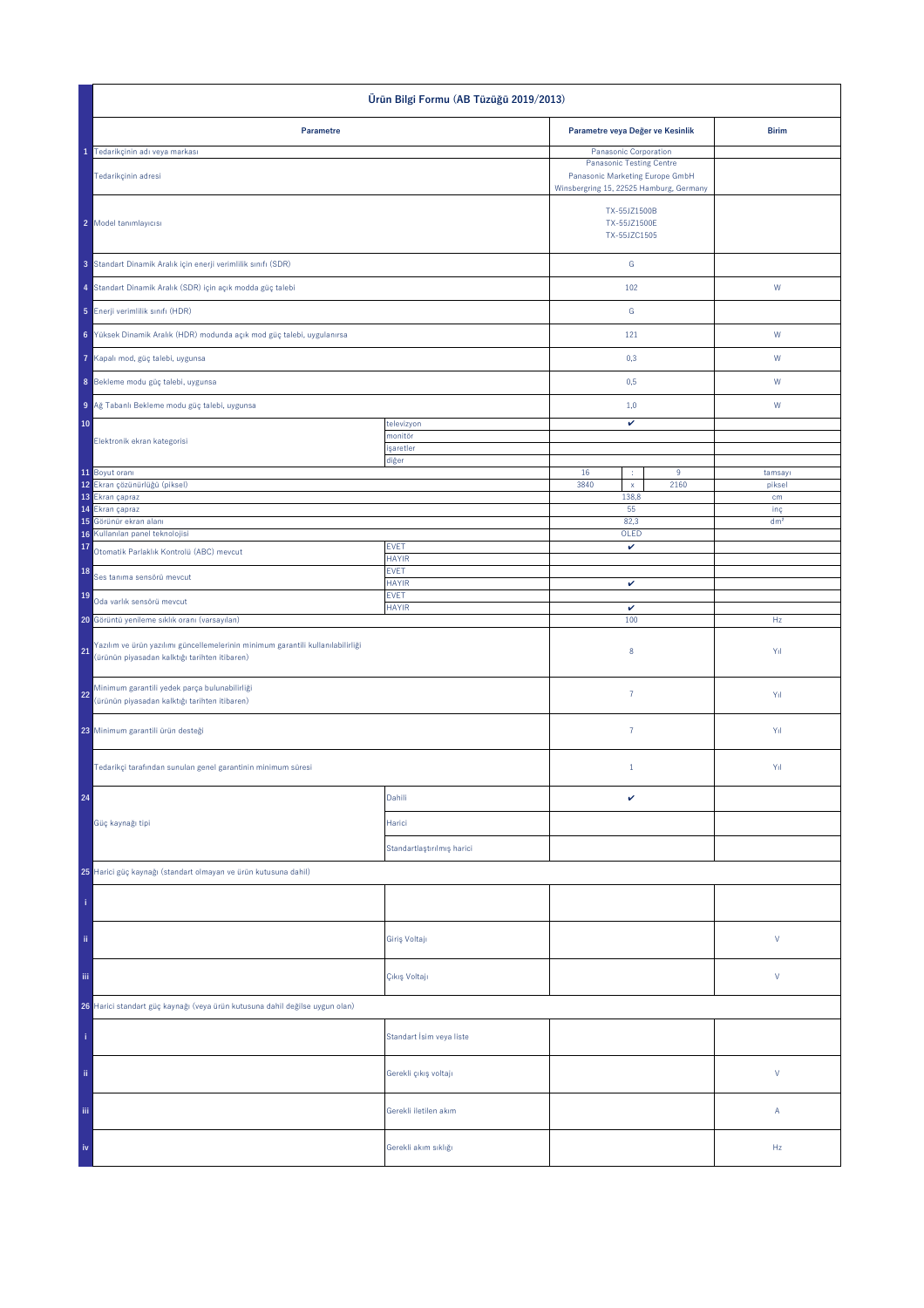| | Ürün Bilgi Formu (AB Tüzüğü 2019/2013) | | | | | |
|---|---|---|---|---|---|---|
| | **Parametre** | | **Parametre veya Değer ve Kesinlik** | | | **Birim** |
| 1 | Tedarikçinin adı veya markası | | Panasonic Corporation | | | |
| | Tedarikçinin adresi | | Panasonic Testing Centre<br>Panasonic Marketing Europe GmbH<br>Winsbergring 15, 22525 Hamburg, Germany | | | |
| 2 | Model tanımlayıcısı | | TX-55JZ1500B<br>TX-55JZ1500E<br>TX-55JZC1505 | | | |
| 3 | Standart Dinamik Aralık için enerji verimlilik sınıfı (SDR) | | G | | | |
| 4 | Standart Dinamik Aralık (SDR) için açık modda güç talebi | | 102 | | | W |
| 5 | Enerji verimlilik sınıfı (HDR) | | G | | | |
| 6 | Yüksek Dinamik Aralık (HDR) modunda açık mod güç talebi, uygulanırsa | | 121 | | | W |
| 7 | Kapalı mod, güç talebi, uygunsa | | 0,3 | | | W |
| 8 | Bekleme modu güç talebi, uygunsa | | 0,5 | | | W |
| 9 | Ağ Tabanlı Bekleme modu güç talebi, uygunsa | | 1,0 | | | W |
| 10 | Elektronik ekran kategorisi | televizyon | ✔ | | | |
| | | monitör | | | | |
| | | işaretler | | | | |
| | | diğer | | | | |
| 11 | Boyut oranı | | 16 | : | 9 | tamsayı |
| 12 | Ekran çözünürlüğü (piksel) | | 3840 | x | 2160 | piksel |
| 13 | Ekran çapraz | | 138,8 | | | cm |
| 14 | Ekran çapraz | | 55 | | | inç |
| 15 | Görünür ekran alanı | | 82,3 | | | dm² |
| 16 | Kullanılan panel teknolojisi | | OLED | | | |
| 17 | Otomatik Parlaklık Kontrolü (ABC) mevcut | EVET | ✔ | | | |
| | | HAYIR | | | | |
| 18 | Ses tanıma sensörü mevcut | EVET | | | | |
| | | HAYIR | ✔ | | | |
| 19 | Oda varlık sensörü mevcut | EVET | | | | |
| | | HAYIR | ✔ | | | |
| 20 | Görüntü yenileme sıklık oranı (varsayılan) | | 100 | | | Hz |
| 21 | Yazılım ve ürün yazılımı güncellemelerinin minimum garantili kullanılabilirliği (ürünün piyasadan kalktığı tarihten itibaren) | | 8 | | | Yıl |
| 22 | Minimum garantili yedek parça bulunabilirliği (ürünün piyasadan kalktığı tarihten itibaren) | | 7 | | | Yıl |
| 23 | Minimum garantili ürün desteği | | 7 | | | Yıl |
| | Tedarikçi tarafından sunulan genel garantinin minimum süresi | | 1 | | | Yıl |
| 24 | Güç kaynağı tipi | Dahili | ✔ | | | |
| | | Harici | | | | |
| | | Standartlaştırılmış harici | | | | |
| 25 | Harici güç kaynağı (standart olmayan ve ürün kutusuna dahil) | | | | | |
| i | | | | | | |
| ii | | Giriş Voltajı | | | | V |
| iii | | Çıkış Voltajı | | | | V |
| 26 | Harici standart güç kaynağı (veya ürün kutusuna dahil değilse uygun olan) | | | | | |
| i | | Standart İsim veya liste | | | | |
| ii | | Gerekli çıkış voltajı | | | | V |
| iii | | Gerekli iletilen akım | | | | A |
| iv | | Gerekli akım sıklığı | | | | Hz |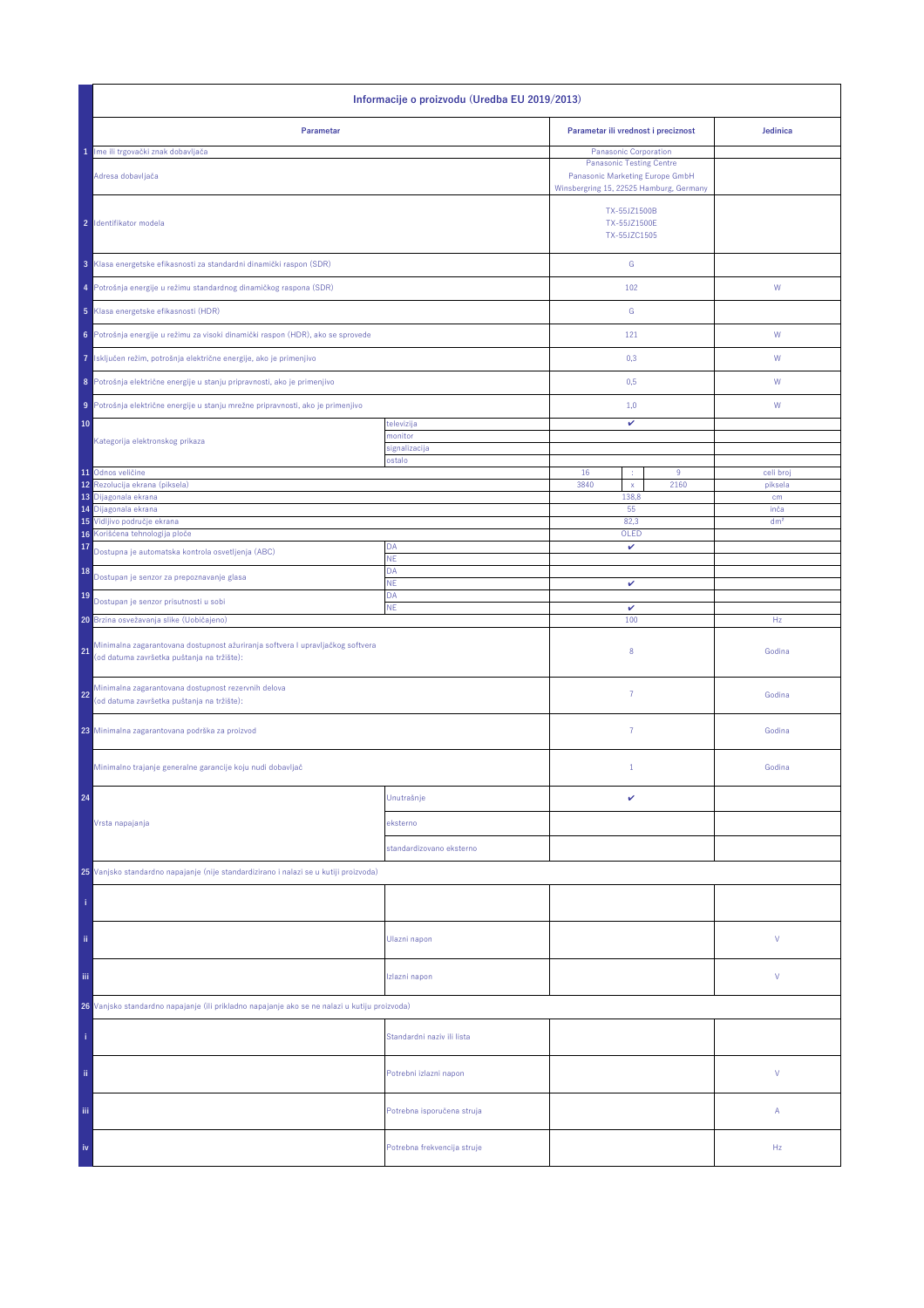| | Informacije o proizvodu (Uredba EU 2019/2013) | | | | | |
|---|---|---|---|---|---|---|
| | **Parametar** | | **Parametar ili vrednost i preciznost** | | | **Jedinica** |
| 1 | Ime ili trgovački znak dobavljača | | Panasonic Corporation | | | |
| | Adresa dobavljača | | Panasonic Testing Centre<br>Panasonic Marketing Europe GmbH<br>Winsbergring 15, 22525 Hamburg, Germany | | | |
| 2 | Identifikator modela | | TX-55JZ1500B<br>TX-55JZ1500E<br>TX-55JZC1505 | | | |
| 3 | Klasa energetske efikasnosti za standardni dinamički raspon (SDR) | | G | | | |
| 4 | Potrošnja energije u režimu standardnog dinamičkog raspona (SDR) | | 102 | | | W |
| 5 | Klasa energetske efikasnosti (HDR) | | G | | | |
| 6 | Potrošnja energije u režimu za visoki dinamički raspon (HDR), ako se sprovede | | 121 | | | W |
| 7 | Isključen režim, potrošnja električne energije, ako je primenjivo | | 0,3 | | | W |
| 8 | Potrošnja električne energije u stanju pripravnosti, ako je primenjivo | | 0,5 | | | W |
| 9 | Potrošnja električne energije u stanju mrežne pripravnosti, ako je primenjivo | | 1,0 | | | W |
| 10 | Kategorija elektronskog prikaza | televizija | ✔ | | | |
| | | monitor | | | | |
| | | signalizacija | | | | |
| | | ostalo | | | | |
| 11 | Odnos veličine | | 16 | : | 9 | celi broj |
| 12 | Rezolucija ekrana (piksela) | | 3840 | x | 2160 | piksela |
| 13 | Dijagonala ekrana | | 138,8 | | | cm |
| 14 | Dijagonala ekrana | | 55 | | | inča |
| 15 | Vidljivo područje ekrana | | 82,3 | | | dm² |
| 16 | Korišćena tehnologija ploče | | OLED | | | |
| 17 | Dostupna je automatska kontrola osvetljenja (ABC) | DA | ✔ | | | |
| | | NE | | | | |
| 18 | Dostupan je senzor za prepoznavanje glasa | DA | | | | |
| | | NE | ✔ | | | |
| 19 | Dostupan je senzor prisutnosti u sobi | DA | | | | |
| | | NE | ✔ | | | |
| 20 | Brzina osvežavanja slike (Uobičajeno) | | 100 | | | Hz |
| 21 | Minimalna zagarantovana dostupnost ažuriranja softvera i upravljačkog softvera (od datuma završetka puštanja na tržište): | | 8 | | | Godina |
| 22 | Minimalna zagarantovana dostupnost rezervnih delova (od datuma završetka puštanja na tržište): | | 7 | | | Godina |
| 23 | Minimalna zagarantovana podrška za proizvod | | 7 | | | Godina |
| | Minimalno trajanje generalne garancije koju nudi dobavljač | | 1 | | | Godina |
| 24 | Vrsta napajanja | Unutrašnje | ✔ | | | |
| | | eksterno | | | | |
| | | standardizovano eksterno | | | | |
| 25 | Vanjsko standardno napajanje (nije standardizirano i nalazi se u kutiji proizvoda) | | | | | |
| i | | | | | | |
| ii | | Ulazni napon | | | | V |
| iii | | Izlazni napon | | | | V |
| 26 | Vanjsko standardno napajanje (ili prikladno napajanje ako se ne nalazi u kutiju proizvoda) | | | | | |
| i | | Standardni naziv ili lista | | | | |
| ii | | Potrebni izlazni napon | | | | V |
| iii | | Potrebna isporučena struja | | | | A |
| iv | | Potrebna frekvencija struje | | | | Hz |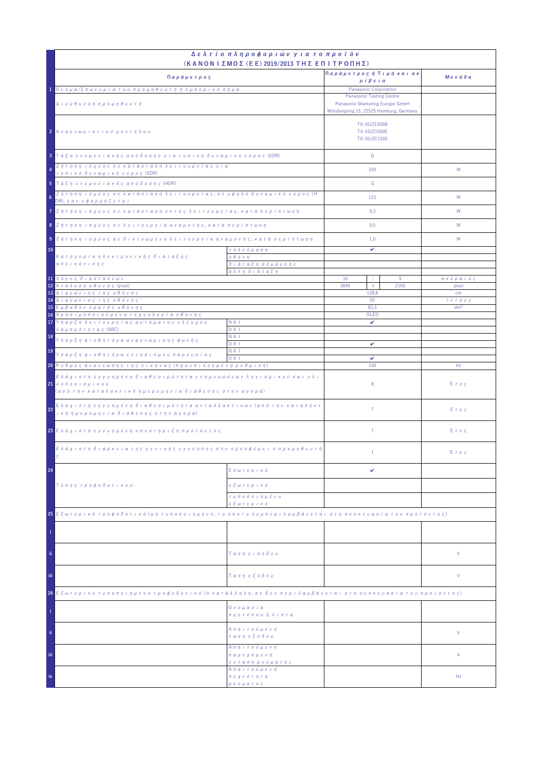# Δελτίο πληροφοριών για το προϊόν

## (ΚΑΝΟΝΙΣΜΟΣ (ΕΕ) 2019/2013 ΤΗΣ ΕΠΙΤΡΟΠΗΣ)

| | Παράμετρος | | Παράμετρος ή Τιμή και ακρίβεια | | | Μονάδα |
|---|---|---|---|---|---|---|
| 1 | Ονομα/Επωνυμία του προμηθευτή ή εμπορικό σήμα | | Panasonic Corporation | | | |
| | Διεύθυνση προμηθευτή | | Panasonic Testing Centre Panasonic Marketing Europe GmbH Winsbergring 15, 22525 Hamburg, Germany | | | |
| 2 | Αναγνωριστικό μοντέλου | | TX-55JZ1500B TX-55JZ1500E TX-55JZC1505 | | | |
| 3 | Τάξη ενεργειακής απόδοσης για τυπικό δυναμικό εύρος (SDR) | | G | | | |
| 4 | Ζήτηση ισχύος σε κατάσταση λειτουργίας για τυπικό δυναμικό εύρος (SDR) | | 102 | | | W |
| 5 | Τάξη ενεργειακής απόδοσης (HDR) | | G | | | |
| 6 | Ζήτηση ισχύος σε κατάσταση λειτουργίας, σε υψηλό δυναμικό εύρος (HDR), εάν εφαρμόζεται | | 121 | | | W |
| 7 | Ζήτηση ισχύος σε κατάσταση εκτός λειτουργίας, κατά περίπτωση | | 0,3 | | | W |
| 8 | Ζήτηση ισχύος σε λειτουργία αναμονής, κατά περίπτωση | | 0,5 | | | W |
| 9 | Ζήτηση ισχύος σε δικτυωμένη λειτουργία αναμονής, κατά περίπτωση | | 1,0 | | | W |
| 10 | Κατηγορία ηλεκτρονικής διάταξης απεικόνισης | τηλεόραση | ✔ | | | |
| | | οθόνη | | | | |
| | | διάταξη σήμανσης | | | | |
| | | άλλη διάταξη | | | | |
| 11 | Λόγος διαστάσεων | | 16 | : | 9 | ακέραιος |
| 12 | Ανάλυση οθόνης (pixel) | | 3840 | x | 2160 | pixel |
| 13 | Διαγώνιος της οθόνης | | 138,8 | | | cm |
| 14 | Διαγώνιος της οθόνης | | 55 | | | ίντσες |
| 15 | Εμβαδόν ορατής οθόνης | | 82,3 | | | dm² |
| 16 | Χρησιμοποιούμενη τεχνολογία οθόνης | | OLED | | | |
| 17 | Υπαρξη λειτουργίας αυτόματου ελέγχου λαμπρότητας (ABC) | ΝΑΙ | ✔ | | | |
| | | ΟΧΙ | | | | |
| 18 | Υπαρξη αισθητήρα αναγνώρισης φωνής | ΝΑΙ | | | | |
| | | ΟΧΙ | ✔ | | | |
| 19 | Υπαρξη αισθητήρα εντοπισμού παρουσίας | ΝΑΙ | | | | |
| | | ΟΧΙ | ✔ | | | |
| 20 | Ρυθμός ανανέωσης της εικόνας (προεπιλογμένη ρύθμιση) | | 100 | | | Hz |
| 21 | Ελάχιστη εγγυημένη διαθεσιμότητα ενημερώσεων λογισμικού και υλικολογισμικού (από την καταληκτική ημερομηνία διάθεσης στην αγορά) | | 8 | | | Έτος |
| 22 | Ελάχιστη εγγυημένη διαθεσιμότητα ανταλλακτικών (από την καταληκτική ημερομηνία διάθεσης στην αγορά) | | 7 | | | Έτος |
| 23 | Ελάχιστη εγγυημένη υποστήριξη προϊόντος | | 7 | | | Έτος |
| | Ελάχιστη διάρκεια της γενικής εγγύησης που προσφέρει ο προμηθευτής | | 1 | | | Έτος |
| 24 | Τύπος τροφοδοτικού: | Εσωτερικό | ✔ | | | |
| | | εξωτερικό | | | | |
| | | τυποποιημένο εξωτερικό | | | | |
| 25 | Εξωτερικό τροφοδοτικό (μη τυποποιημένο, το οποίο συμπεριλαμβάνεται στη συσκευασία του προϊόντος) | | | | | |
| i | | | | | | |
| ii | | Τάση εισόδου | | | | V |
| iii | | Τάση εξόδου | | | | V |
| 26 | Εξωτερικό τυποποιημένο τροφοδοτικό (ή κατάλληλο, αν δεν περιλαμβάνεται στη συσκευασία του προϊόντος) | | | | | |
| i | | Ονομασία προτύπου ή λίστα | | | | |
| ii | | Απαιτούμενη τάση εξόδου | | | | V |
| iii | | Απαιτούμενη παρεχόμενη ένταση ρεύματος | | | | A |
| iv | | Απαιτούμενη συχνότητα ρεύματος | | | | Hz |